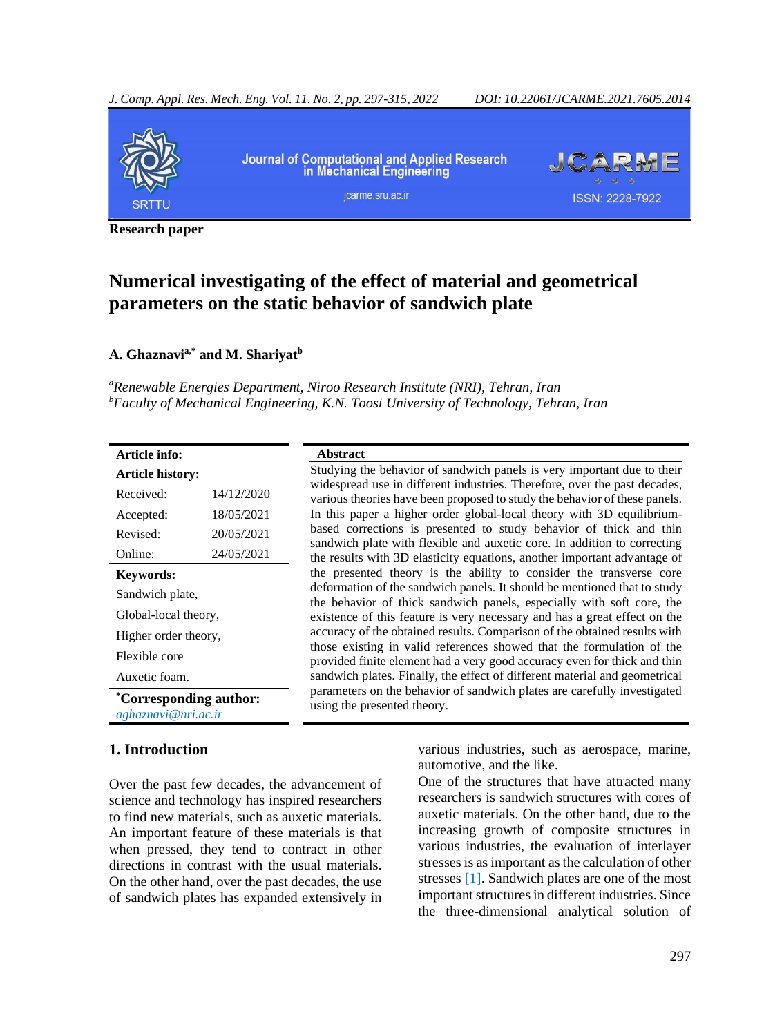**Research paper**

# Numerical investigating of the effect of material and geometrical parameters on the static behavior of sandwich plate

**A. Ghaznavi[a,*] and M. Shariyat[b]**

[a] *Renewable Energies Department, Niroo Research Institute (NRI), Tehran, Iran*
[b] *Faculty of Mechanical Engineering, K.N. Toosi University of Technology, Tehran, Iran*

**Article info:**

**Article history:**

| | |
|---|---|
| Received: | 14/12/2020 |
| Accepted: | 18/05/2021 |
| Revised: | 20/05/2021 |
| Online: | 24/05/2021 |

**Keywords:**

Sandwich plate,
Global-local theory,
Higher order theory,
Flexible core
Auxetic foam.

**\*Corresponding author:**
*aghaznavi@nri.ac.ir*

**Abstract**

Studying the behavior of sandwich panels is very important due to their widespread use in different industries. Therefore, over the past decades, various theories have been proposed to study the behavior of these panels. In this paper a higher order global-local theory with 3D equilibrium-based corrections is presented to study behavior of thick and thin sandwich plate with flexible and auxetic core. In addition to correcting the results with 3D elasticity equations, another important advantage of the presented theory is the ability to consider the transverse core deformation of the sandwich panels. It should be mentioned that to study the behavior of thick sandwich panels, especially with soft core, the existence of this feature is very necessary and has a great effect on the accuracy of the obtained results. Comparison of the obtained results with those existing in valid references showed that the formulation of the provided finite element had a very good accuracy even for thick and thin sandwich plates. Finally, the effect of different material and geometrical parameters on the behavior of sandwich plates are carefully investigated using the presented theory.

## 1. Introduction

Over the past few decades, the advancement of science and technology has inspired researchers to find new materials, such as auxetic materials. An important feature of these materials is that when pressed, they tend to contract in other directions in contrast with the usual materials. On the other hand, over the past decades, the use of sandwich plates has expanded extensively in various industries, such as aerospace, marine, automotive, and the like.

One of the structures that have attracted many researchers is sandwich structures with cores of auxetic materials. On the other hand, due to the increasing growth of composite structures in various industries, the evaluation of interlayer stresses is as important as the calculation of other stresses [1]. Sandwich plates are one of the most important structures in different industries. Since the three-dimensional analytical solution of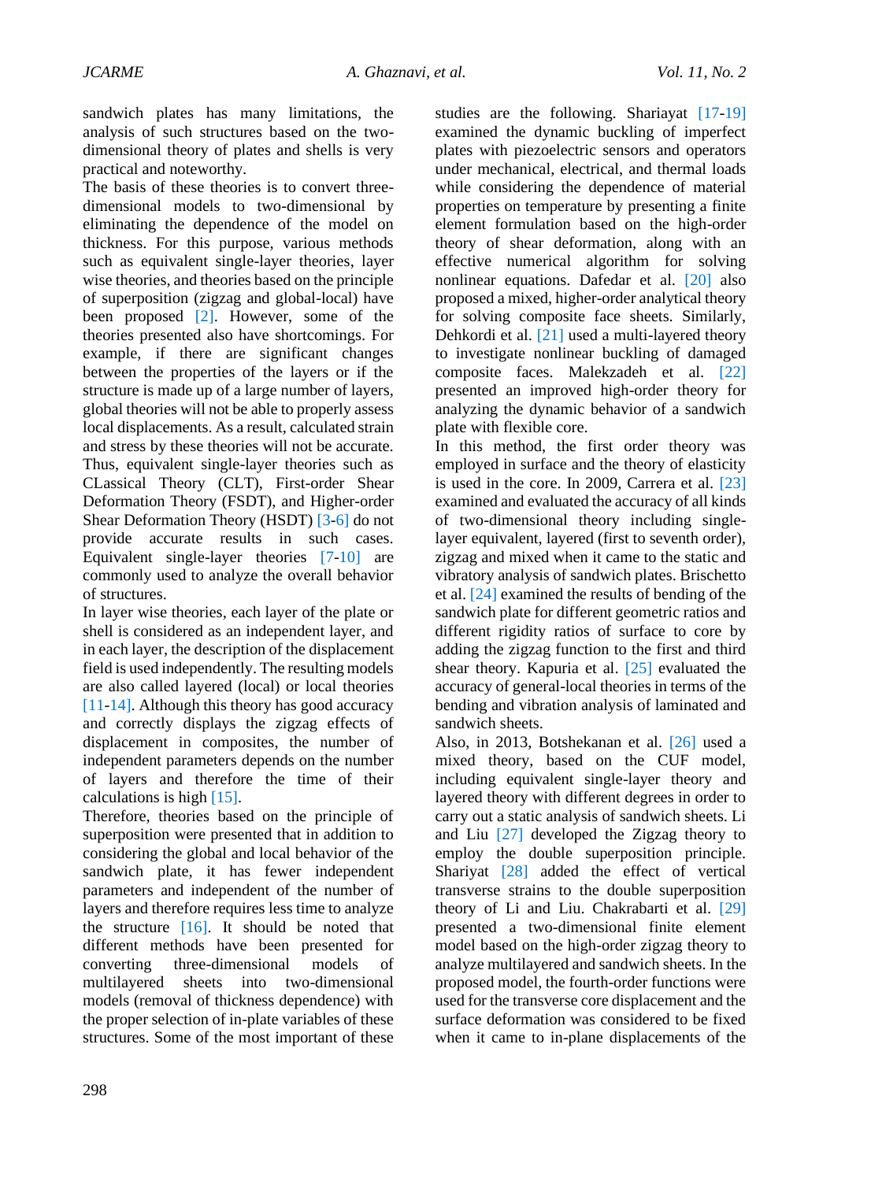sandwich plates has many limitations, the analysis of such structures based on the two-dimensional theory of plates and shells is very practical and noteworthy.

The basis of these theories is to convert three-dimensional models to two-dimensional by eliminating the dependence of the model on thickness. For this purpose, various methods such as equivalent single-layer theories, layer wise theories, and theories based on the principle of superposition (zigzag and global-local) have been proposed [2]. However, some of the theories presented also have shortcomings. For example, if there are significant changes between the properties of the layers or if the structure is made up of a large number of layers, global theories will not be able to properly assess local displacements. As a result, calculated strain and stress by these theories will not be accurate. Thus, equivalent single-layer theories such as CLassical Theory (CLT), First-order Shear Deformation Theory (FSDT), and Higher-order Shear Deformation Theory (HSDT) [3-6] do not provide accurate results in such cases. Equivalent single-layer theories [7-10] are commonly used to analyze the overall behavior of structures.

In layer wise theories, each layer of the plate or shell is considered as an independent layer, and in each layer, the description of the displacement field is used independently. The resulting models are also called layered (local) or local theories [11-14]. Although this theory has good accuracy and correctly displays the zigzag effects of displacement in composites, the number of independent parameters depends on the number of layers and therefore the time of their calculations is high [15].

Therefore, theories based on the principle of superposition were presented that in addition to considering the global and local behavior of the sandwich plate, it has fewer independent parameters and independent of the number of layers and therefore requires less time to analyze the structure [16]. It should be noted that different methods have been presented for converting three-dimensional models of multilayered sheets into two-dimensional models (removal of thickness dependence) with the proper selection of in-plate variables of these structures. Some of the most important of these studies are the following. Shariayat [17-19] examined the dynamic buckling of imperfect plates with piezoelectric sensors and operators under mechanical, electrical, and thermal loads while considering the dependence of material properties on temperature by presenting a finite element formulation based on the high-order theory of shear deformation, along with an effective numerical algorithm for solving nonlinear equations. Dafedar et al. [20] also proposed a mixed, higher-order analytical theory for solving composite face sheets. Similarly, Dehkordi et al. [21] used a multi-layered theory to investigate nonlinear buckling of damaged composite faces. Malekzadeh et al. [22] presented an improved high-order theory for analyzing the dynamic behavior of a sandwich plate with flexible core.

In this method, the first order theory was employed in surface and the theory of elasticity is used in the core. In 2009, Carrera et al. [23] examined and evaluated the accuracy of all kinds of two-dimensional theory including single-layer equivalent, layered (first to seventh order), zigzag and mixed when it came to the static and vibratory analysis of sandwich plates. Brischetto et al. [24] examined the results of bending of the sandwich plate for different geometric ratios and different rigidity ratios of surface to core by adding the zigzag function to the first and third shear theory. Kapuria et al. [25] evaluated the accuracy of general-local theories in terms of the bending and vibration analysis of laminated and sandwich sheets.

Also, in 2013, Botshekanan et al. [26] used a mixed theory, based on the CUF model, including equivalent single-layer theory and layered theory with different degrees in order to carry out a static analysis of sandwich sheets. Li and Liu [27] developed the Zigzag theory to employ the double superposition principle. Shariyat [28] added the effect of vertical transverse strains to the double superposition theory of Li and Liu. Chakrabarti et al. [29] presented a two-dimensional finite element model based on the high-order zigzag theory to analyze multilayered and sandwich sheets. In the proposed model, the fourth-order functions were used for the transverse core displacement and the surface deformation was considered to be fixed when it came to in-plane displacements of the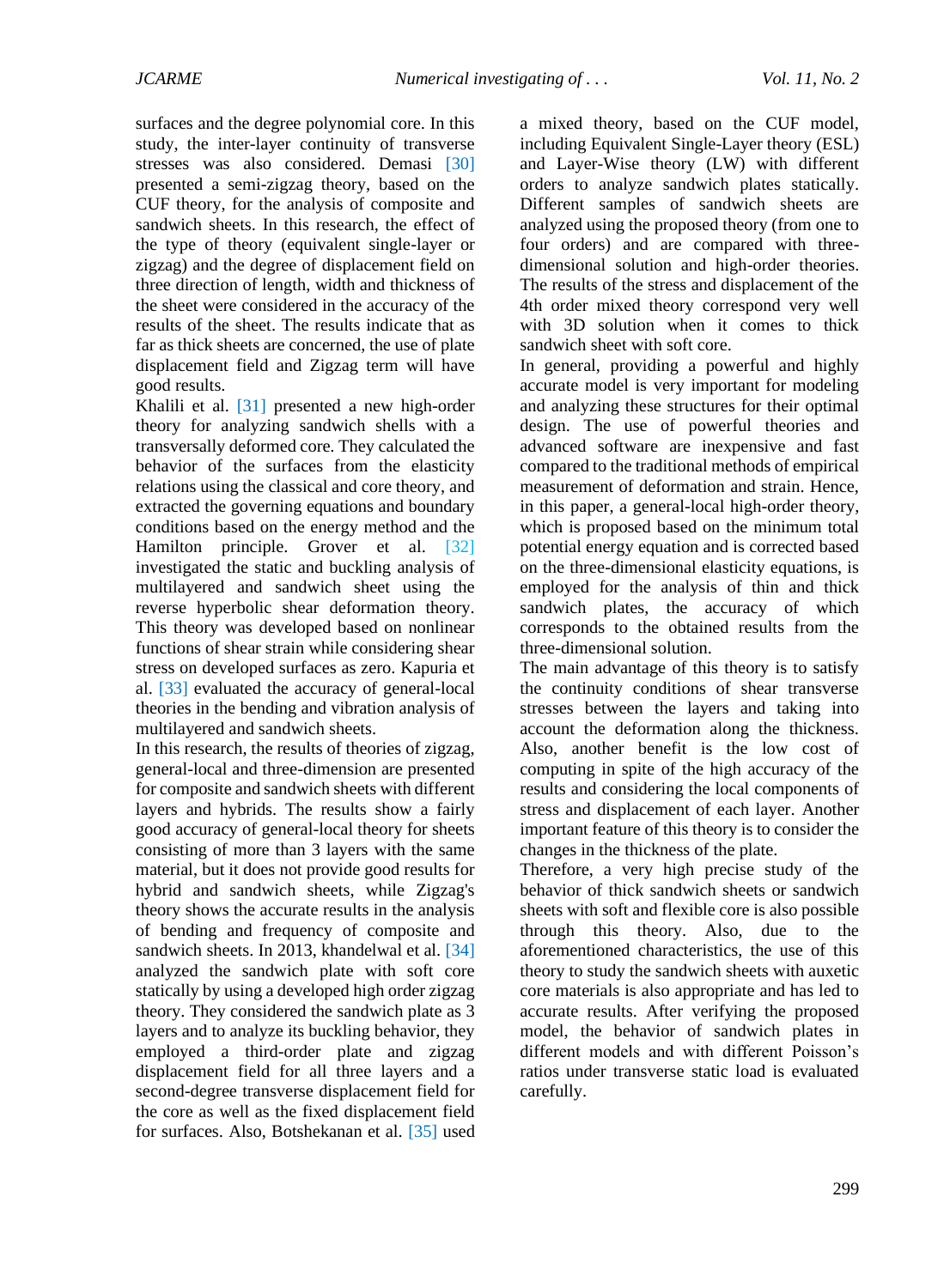surfaces and the degree polynomial core. In this study, the inter-layer continuity of transverse stresses was also considered. Demasi [30] presented a semi-zigzag theory, based on the CUF theory, for the analysis of composite and sandwich sheets. In this research, the effect of the type of theory (equivalent single-layer or zigzag) and the degree of displacement field on three direction of length, width and thickness of the sheet were considered in the accuracy of the results of the sheet. The results indicate that as far as thick sheets are concerned, the use of plate displacement field and Zigzag term will have good results.

Khalili et al. [31] presented a new high-order theory for analyzing sandwich shells with a transversally deformed core. They calculated the behavior of the surfaces from the elasticity relations using the classical and core theory, and extracted the governing equations and boundary conditions based on the energy method and the Hamilton principle. Grover et al. [32] investigated the static and buckling analysis of multilayered and sandwich sheet using the reverse hyperbolic shear deformation theory. This theory was developed based on nonlinear functions of shear strain while considering shear stress on developed surfaces as zero. Kapuria et al. [33] evaluated the accuracy of general-local theories in the bending and vibration analysis of multilayered and sandwich sheets.

In this research, the results of theories of zigzag, general-local and three-dimension are presented for composite and sandwich sheets with different layers and hybrids. The results show a fairly good accuracy of general-local theory for sheets consisting of more than 3 layers with the same material, but it does not provide good results for hybrid and sandwich sheets, while Zigzag's theory shows the accurate results in the analysis of bending and frequency of composite and sandwich sheets. In 2013, khandelwal et al. [34] analyzed the sandwich plate with soft core statically by using a developed high order zigzag theory. They considered the sandwich plate as 3 layers and to analyze its buckling behavior, they employed a third-order plate and zigzag displacement field for all three layers and a second-degree transverse displacement field for the core as well as the fixed displacement field for surfaces. Also, Botshekanan et al. [35] used a mixed theory, based on the CUF model, including Equivalent Single-Layer theory (ESL) and Layer-Wise theory (LW) with different orders to analyze sandwich plates statically. Different samples of sandwich sheets are analyzed using the proposed theory (from one to four orders) and are compared with three-dimensional solution and high-order theories. The results of the stress and displacement of the 4th order mixed theory correspond very well with 3D solution when it comes to thick sandwich sheet with soft core.

In general, providing a powerful and highly accurate model is very important for modeling and analyzing these structures for their optimal design. The use of powerful theories and advanced software are inexpensive and fast compared to the traditional methods of empirical measurement of deformation and strain. Hence, in this paper, a general-local high-order theory, which is proposed based on the minimum total potential energy equation and is corrected based on the three-dimensional elasticity equations, is employed for the analysis of thin and thick sandwich plates, the accuracy of which corresponds to the obtained results from the three-dimensional solution.

The main advantage of this theory is to satisfy the continuity conditions of shear transverse stresses between the layers and taking into account the deformation along the thickness. Also, another benefit is the low cost of computing in spite of the high accuracy of the results and considering the local components of stress and displacement of each layer. Another important feature of this theory is to consider the changes in the thickness of the plate.

Therefore, a very high precise study of the behavior of thick sandwich sheets or sandwich sheets with soft and flexible core is also possible through this theory. Also, due to the aforementioned characteristics, the use of this theory to study the sandwich sheets with auxetic core materials is also appropriate and has led to accurate results. After verifying the proposed model, the behavior of sandwich plates in different models and with different Poisson's ratios under transverse static load is evaluated carefully.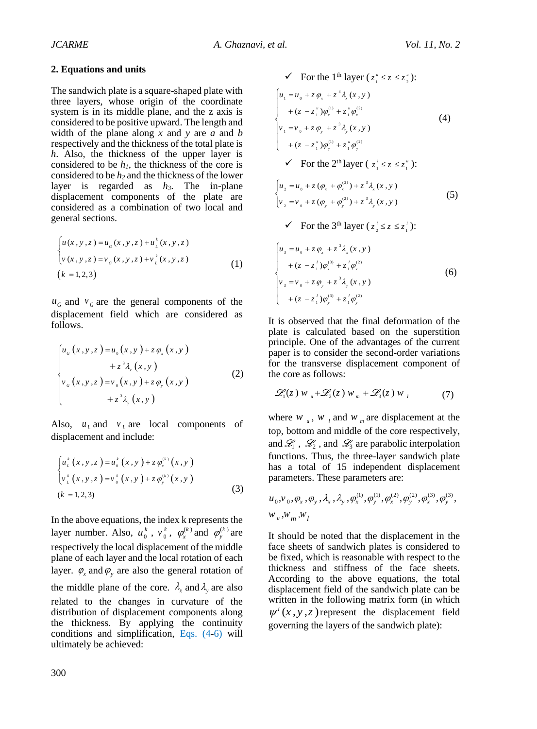## 2. Equations and units

The sandwich plate is a square-shaped plate with three layers, whose origin of the coordinate system is in its middle plane, and the z axis is considered to be positive upward. The length and width of the plane along *x* and *y* are *a* and *b* respectively and the thickness of the total plate is *h*. Also, the thickness of the upper layer is considered to be $h_1$, the thickness of the core is considered to be $h_2$ and the thickness of the lower layer is regarded as $h_3$. The in-plane displacement components of the plate are considered as a combination of two local and general sections.

$$
\begin{cases}
u(x,y,z) = u_G(x,y,z) + u_L^k(x,y,z) \\
v(x,y,z) = v_G(x,y,z) + v_L^k(x,y,z) \\
(k = 1,2,3)
\end{cases}
\tag{1}
$$

$u_G$ and $v_G$ are the general components of the displacement field which are considered as follows.

$$
\begin{cases}
u_G(x,y,z) = u_0(x,y) + z\varphi_x(x,y) \\
\qquad + z^3\lambda_x(x,y) \\
v_G(x,y,z) = v_0(x,y) + z\varphi_y(x,y) \\
\qquad + z^3\lambda_y(x,y)
\end{cases}
\tag{2}
$$

Also, $u_L$ and $v_L$ are local components of displacement and include:

$$
\begin{cases}
u_L^k(x,y,z) = u_0^k(x,y) + z\varphi_x^{(k)}(x,y) \\
v_L^k(x,y,z) = v_0^k(x,y) + z\varphi_y^{(k)}(x,y) \\
(k = 1,2,3)
\end{cases}
\tag{3}
$$

In the above equations, the index k represents the layer number. Also, $u_0^k$, $v_0^k$, $\varphi_x^{(k)}$ and $\varphi_y^{(k)}$ are respectively the local displacement of the middle plane of each layer and the local rotation of each layer. $\varphi_x$ and $\varphi_y$ are also the general rotation of the middle plane of the core. $\lambda_x$ and $\lambda_y$ are also related to the changes in curvature of the distribution of displacement components along the thickness. By applying the continuity conditions and simplification, Eqs. (4-6) will ultimately be achieved:

- ✓ For the 1[th] layer ($z_1^u \le z \le z_2^u$):

$$
\begin{cases}
u_1 = u_0 + z\varphi_x + z^3\lambda_x(x,y) \\
\quad + (z - z_1^u)\varphi_x^{(1)} + z_1^u\varphi_x^{(2)} \\
v_1 = v_0 + z\varphi_y + z^3\lambda_y(x,y) \\
\quad + (z - z_1^u)\varphi_y^{(1)} + z_1^u\varphi_y^{(2)}
\end{cases}
\tag{4}
$$

- ✓ For the 2[th] layer ($z_1^l \le z \le z_1^u$):

$$
\begin{cases}
u_2 = u_0 + z(\varphi_x + \varphi_x^{(2)}) + z^3\lambda_x(x,y) \\
v_2 = v_0 + z(\varphi_y + \varphi_y^{(2)}) + z^3\lambda_y(x,y)
\end{cases}
\tag{5}
$$

- ✓ For the 3[th] layer ($z_2^l \le z \le z_1^l$):

$$
\begin{cases}
u_3 = u_0 + z\varphi_x + z^3\lambda_x(x,y) \\
\quad + (z - z_1^l)\varphi_x^{(3)} + z_1^l\varphi_x^{(2)} \\
v_3 = v_0 + z\varphi_y + z^3\lambda_y(x,y) \\
\quad + (z - z_1^l)\varphi_y^{(3)} + z_1^l\varphi_y^{(2)}
\end{cases}
\tag{6}
$$

It is observed that the final deformation of the plate is calculated based on the superstition principle. One of the advantages of the current paper is to consider the second-order variations for the transverse displacement component of the core as follows:

$$
\mathscr{L}_1(z)\, w_u + \mathscr{L}_2(z)\, w_m + \mathscr{L}_3(z)\, w_l \tag{7}
$$

where $w_u$, $w_l$ and $w_m$ are displacement at the top, bottom and middle of the core respectively, and $\mathscr{L}_1$, $\mathscr{L}_2$, and $\mathscr{L}_3$ are parabolic interpolation functions. Thus, the three-layer sandwich plate has a total of 15 independent displacement parameters. These parameters are:

$$
u_0, v_0, \varphi_x, \varphi_y, \lambda_x, \lambda_y, \varphi_x^{(1)}, \varphi_y^{(1)}, \varphi_x^{(2)}, \varphi_y^{(2)}, \varphi_x^{(3)}, \varphi_y^{(3)}, w_u, w_m, w_l
$$

It should be noted that the displacement in the face sheets of sandwich plates is considered to be fixed, which is reasonable with respect to the thickness and stiffness of the face sheets. According to the above equations, the total displacement field of the sandwich plate can be written in the following matrix form (in which $\psi^i(x,y,z)$ represent the displacement field governing the layers of the sandwich plate):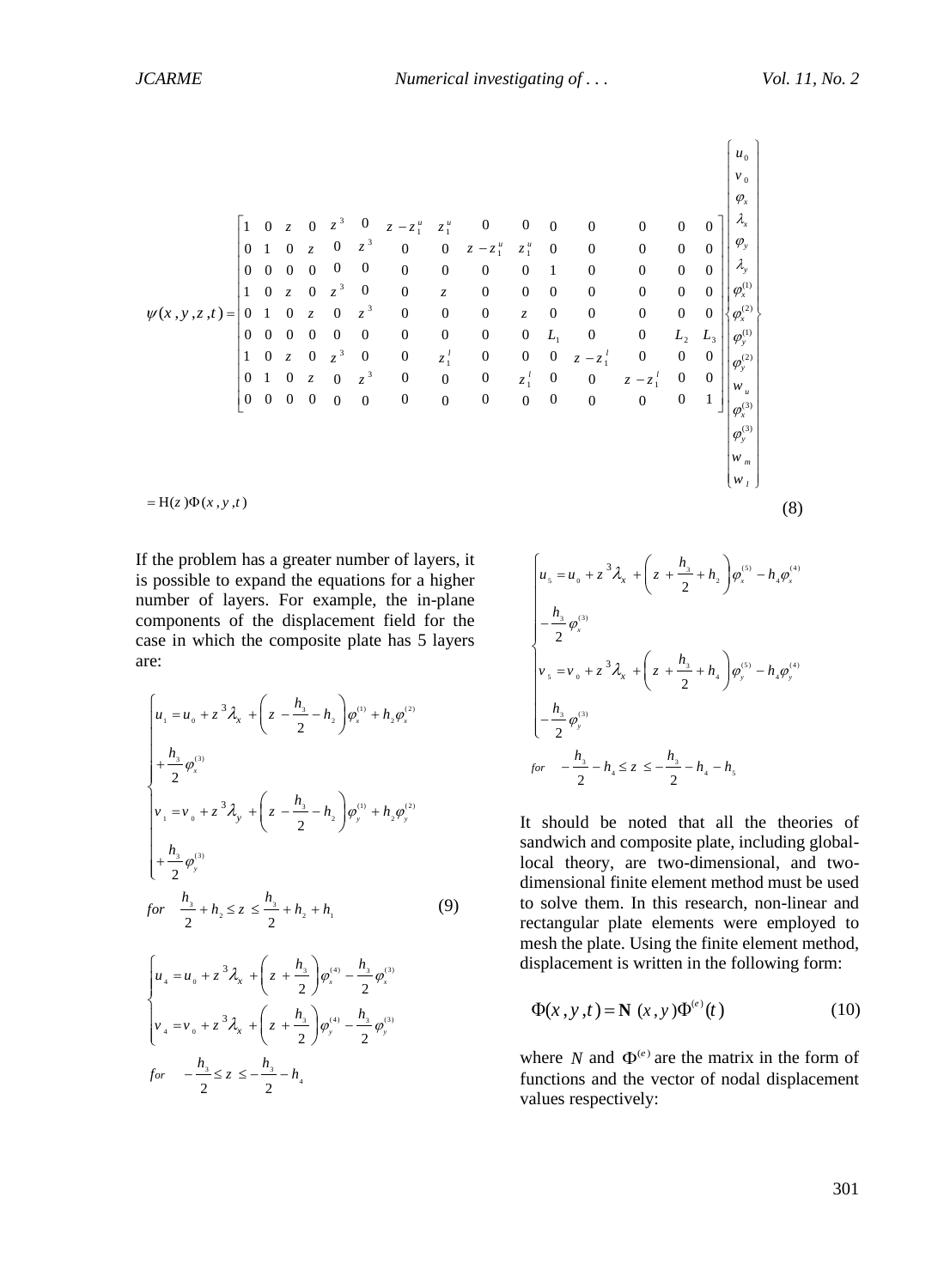$$
\psi(x,y,z,t)=\begin{bmatrix}
1 & 0 & z & 0 & z^3 & 0 & z-z_1^u & z_1^u & 0 & 0 & 0 & 0 & 0 & 0 & 0 \\
0 & 1 & 0 & z & 0 & z^3 & 0 & 0 & z-z_1^u & z_1^u & 0 & 0 & 0 & 0 & 0 \\
0 & 0 & 0 & 0 & 0 & 0 & 0 & 0 & 0 & 0 & 1 & 0 & 0 & 0 & 0 \\
1 & 0 & z & 0 & z^3 & 0 & 0 & z & 0 & 0 & 0 & 0 & 0 & 0 & 0 \\
0 & 1 & 0 & z & 0 & z^3 & 0 & 0 & 0 & z & 0 & 0 & 0 & 0 & 0 \\
0 & 0 & 0 & 0 & 0 & 0 & 0 & 0 & 0 & 0 & L_1 & 0 & 0 & L_2 & L_3 \\
1 & 0 & z & 0 & z^3 & 0 & 0 & z_1^l & 0 & 0 & 0 & z-z_1^l & 0 & 0 & 0 \\
0 & 1 & 0 & z & 0 & z^3 & 0 & 0 & 0 & z_1^l & 0 & 0 & z-z_1^l & 0 & 0 \\
0 & 0 & 0 & 0 & 0 & 0 & 0 & 0 & 0 & 0 & 0 & 0 & 0 & 0 & 1
\end{bmatrix}
\begin{Bmatrix}
u_0 \\ v_0 \\ \varphi_x \\ \lambda_x \\ \varphi_y \\ \lambda_y \\ \varphi_x^{(1)} \\ \varphi_x^{(2)} \\ \varphi_y^{(1)} \\ \varphi_y^{(2)} \\ w_u \\ \varphi_x^{(3)} \\ \varphi_y^{(3)} \\ w_m \\ w_l
\end{Bmatrix}
$$

$$
= \mathrm{H}(z)\Phi(x,y,t) \tag{8}
$$

If the problem has a greater number of layers, it is possible to expand the equations for a higher number of layers. For example, the in-plane components of the displacement field for the case in which the composite plate has 5 layers are:

$$
\begin{cases}
u_1 = u_0 + z^3\lambda_x + \left(z - \dfrac{h_3}{2} - h_2\right)\varphi_x^{(1)} + h_2\varphi_x^{(2)} \\
+\dfrac{h_3}{2}\varphi_x^{(3)} \\
v_1 = v_0 + z^3\lambda_y + \left(z - \dfrac{h_3}{2} - h_2\right)\varphi_y^{(1)} + h_2\varphi_y^{(2)} \\
+\dfrac{h_3}{2}\varphi_y^{(3)}
\end{cases}
$$

$$
for \quad \frac{h_3}{2} + h_2 \le z \le \frac{h_3}{2} + h_2 + h_1 \tag{9}
$$

$$
\begin{cases}
u_4 = u_0 + z^3\lambda_x + \left(z + \dfrac{h_3}{2}\right)\varphi_x^{(4)} - \dfrac{h_3}{2}\varphi_x^{(3)} \\
v_4 = v_0 + z^3\lambda_x + \left(z + \dfrac{h_3}{2}\right)\varphi_y^{(4)} - \dfrac{h_3}{2}\varphi_y^{(3)}
\end{cases}
$$

$$
for \quad -\frac{h_3}{2} \le z \le -\frac{h_3}{2} - h_4
$$

$$
\begin{cases}
u_5 = u_0 + z^3\lambda_x + \left(z + \dfrac{h_3}{2} + h_2\right)\varphi_x^{(5)} - h_4\varphi_x^{(4)} \\
-\dfrac{h_3}{2}\varphi_x^{(3)} \\
v_5 = v_0 + z^3\lambda_x + \left(z + \dfrac{h_3}{2} + h_4\right)\varphi_y^{(5)} - h_4\varphi_y^{(4)} \\
-\dfrac{h_3}{2}\varphi_y^{(3)}
\end{cases}
$$

$$
for \quad -\frac{h_3}{2} - h_4 \le z \le -\frac{h_3}{2} - h_4 - h_5
$$

It should be noted that all the theories of sandwich and composite plate, including global-local theory, are two-dimensional, and two-dimensional finite element method must be used to solve them. In this research, non-linear and rectangular plate elements were employed to mesh the plate. Using the finite element method, displacement is written in the following form:

$$
\Phi(x,y,t) = \mathbf{N}\,(x,y)\Phi^{(e)}(t) \tag{10}
$$

where $N$ and $\Phi^{(e)}$ are the matrix in the form of functions and the vector of nodal displacement values respectively: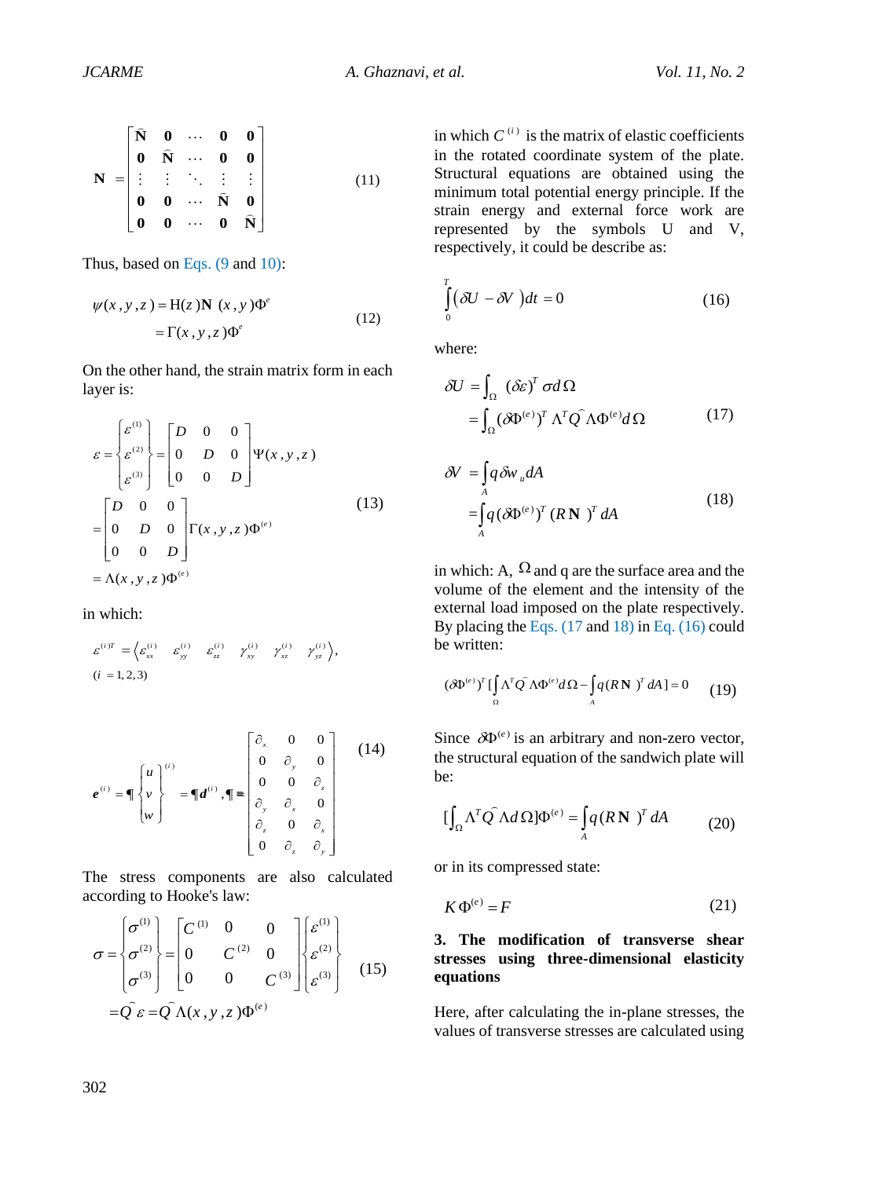$$\mathbf{N} = \begin{bmatrix} \widehat{\mathbf{N}} & \mathbf{0} & \cdots & \mathbf{0} & \mathbf{0} \\ \mathbf{0} & \widehat{\mathbf{N}} & \cdots & \mathbf{0} & \mathbf{0} \\ \vdots & \vdots & \ddots & \vdots & \vdots \\ \mathbf{0} & \mathbf{0} & \cdots & \widehat{\mathbf{N}} & \mathbf{0} \\ \mathbf{0} & \mathbf{0} & \cdots & \mathbf{0} & \widehat{\mathbf{N}} \end{bmatrix} \tag{11}$$

Thus, based on Eqs. (9 and 10):

$$\begin{aligned} \psi(x,y,z) &= \mathrm{H}(z)\mathbf{N}\ (x,y)\Phi^{e} \\ &= \Gamma(x,y,z)\Phi^{e} \end{aligned} \tag{12}$$

On the other hand, the strain matrix form in each layer is:

$$\begin{aligned} \varepsilon &= \begin{Bmatrix} \varepsilon^{(1)} \\ \varepsilon^{(2)} \\ \varepsilon^{(3)} \end{Bmatrix} = \begin{bmatrix} D & 0 & 0 \\ 0 & D & 0 \\ 0 & 0 & D \end{bmatrix} \Psi(x,y,z) \\ &= \begin{bmatrix} D & 0 & 0 \\ 0 & D & 0 \\ 0 & 0 & D \end{bmatrix} \Gamma(x,y,z)\Phi^{(e)} \\ &= \Lambda(x,y,z)\Phi^{(e)} \end{aligned} \tag{13}$$

in which:

$$\varepsilon^{(i)T} = \left\langle \varepsilon_{xx}^{(i)} \quad \varepsilon_{yy}^{(i)} \quad \varepsilon_{zz}^{(i)} \quad \gamma_{xy}^{(i)} \quad \gamma_{xz}^{(i)} \quad \gamma_{yz}^{(i)} \right\rangle, \quad (i=1,2,3)$$

$$\boldsymbol{e}^{(i)} = \P \begin{Bmatrix} u \\ v \\ w \end{Bmatrix}^{(i)} = \P \boldsymbol{d}^{(i)}, \P \equiv \begin{bmatrix} \partial_x & 0 & 0 \\ 0 & \partial_y & 0 \\ 0 & 0 & \partial_z \\ \partial_y & \partial_x & 0 \\ \partial_z & 0 & \partial_x \\ 0 & \partial_z & \partial_y \end{bmatrix} \tag{14}$$

The stress components are also calculated according to Hooke's law:

$$\begin{aligned} \sigma &= \begin{Bmatrix} \sigma^{(1)} \\ \sigma^{(2)} \\ \sigma^{(3)} \end{Bmatrix} = \begin{bmatrix} C^{(1)} & 0 & 0 \\ 0 & C^{(2)} & 0 \\ 0 & 0 & C^{(3)} \end{bmatrix} \begin{Bmatrix} \varepsilon^{(1)} \\ \varepsilon^{(2)} \\ \varepsilon^{(3)} \end{Bmatrix} \\ &= \widehat{Q}\,\varepsilon = \widehat{Q}\,\Lambda(x,y,z)\Phi^{(e)} \end{aligned} \tag{15}$$

in which $C^{(i)}$ is the matrix of elastic coefficients in the rotated coordinate system of the plate. Structural equations are obtained using the minimum total potential energy principle. If the strain energy and external force work are represented by the symbols U and V, respectively, it could be describe as:

$$\int_0^T (\delta U - \delta V)\,dt = 0 \tag{16}$$

where:

$$\begin{aligned} \delta U &= \int_\Omega (\delta\varepsilon)^T \sigma\, d\Omega \\ &= \int_\Omega (\delta\Phi^{(e)})^T \Lambda^T \widehat{Q}\,\Lambda\Phi^{(e)} d\Omega \end{aligned} \tag{17}$$

$$\begin{aligned} \delta V &= \int_A q\,\delta w_u\, dA \\ &= \int_A q(\delta\Phi^{(e)})^T (R\,\mathbf{N})^T dA \end{aligned} \tag{18}$$

in which: A, $\Omega$ and q are the surface area and the volume of the element and the intensity of the external load imposed on the plate respectively. By placing the Eqs. (17 and 18) in Eq. (16) could be written:

$$(\delta\Phi^{(e)})^T \left[ \int_\Omega \Lambda^T \widehat{Q}\,\Lambda\Phi^{(e)} d\Omega - \int_A q(R\,\mathbf{N})^T dA \right] = 0 \tag{19}$$

Since $\delta\Phi^{(e)}$ is an arbitrary and non-zero vector, the structural equation of the sandwich plate will be:

$$\left[\int_\Omega \Lambda^T \widehat{Q}\,\Lambda\, d\Omega\right]\Phi^{(e)} = \int_A q(R\,\mathbf{N})^T dA \tag{20}$$

or in its compressed state:

$$K\,\Phi^{(e)} = F \tag{21}$$

## 3. The modification of transverse shear stresses using three-dimensional elasticity equations

Here, after calculating the in-plane stresses, the values of transverse stresses are calculated using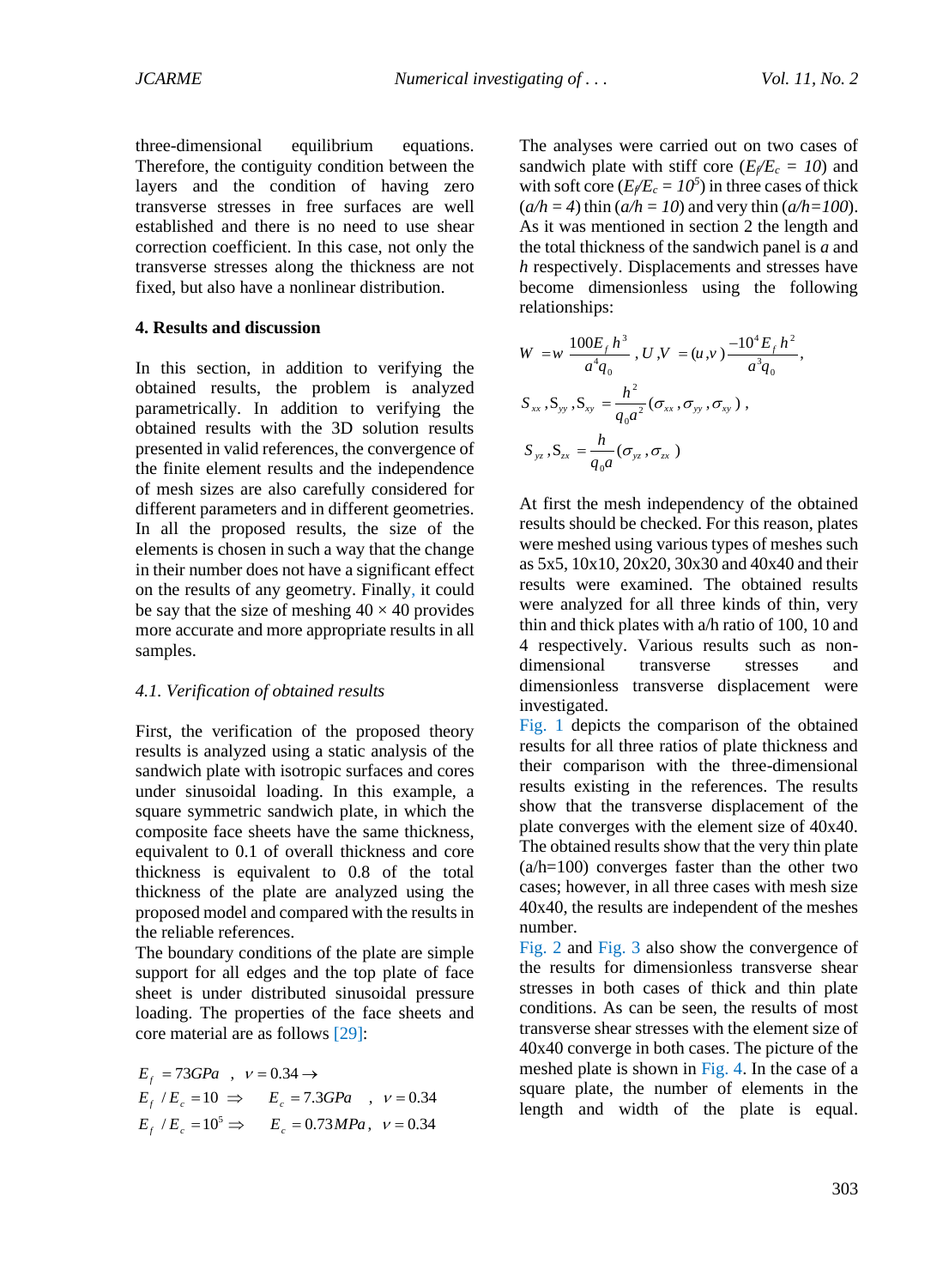three-dimensional equilibrium equations. Therefore, the contiguity condition between the layers and the condition of having zero transverse stresses in free surfaces are well established and there is no need to use shear correction coefficient. In this case, not only the transverse stresses along the thickness are not fixed, but also have a nonlinear distribution.

## 4. Results and discussion

In this section, in addition to verifying the obtained results, the problem is analyzed parametrically. In addition to verifying the obtained results with the 3D solution results presented in valid references, the convergence of the finite element results and the independence of mesh sizes are also carefully considered for different parameters and in different geometries. In all the proposed results, the size of the elements is chosen in such a way that the change in their number does not have a significant effect on the results of any geometry. Finally, it could be say that the size of meshing 40 × 40 provides more accurate and more appropriate results in all samples.

### 4.1. Verification of obtained results

First, the verification of the proposed theory results is analyzed using a static analysis of the sandwich plate with isotropic surfaces and cores under sinusoidal loading. In this example, a square symmetric sandwich plate, in which the composite face sheets have the same thickness, equivalent to 0.1 of overall thickness and core thickness is equivalent to 0.8 of the total thickness of the plate are analyzed using the proposed model and compared with the results in the reliable references.

The boundary conditions of the plate are simple support for all edges and the top plate of face sheet is under distributed sinusoidal pressure loading. The properties of the face sheets and core material are as follows [29]:

$$E_f = 73GPa \ , \ \nu = 0.34 \rightarrow$$
$$E_f / E_c = 10 \ \Rightarrow \quad E_c = 7.3GPa \quad , \ \nu = 0.34$$
$$E_f / E_c = 10^5 \Rightarrow \quad E_c = 0.73MPa \, , \ \nu = 0.34$$

The analyses were carried out on two cases of sandwich plate with stiff core ($E_f/E_c = 10$) and with soft core ($E_f/E_c = 10^5$) in three cases of thick ($a/h = 4$) thin ($a/h = 10$) and very thin ($a/h=100$). As it was mentioned in section 2 the length and the total thickness of the sandwich panel is $a$ and $h$ respectively. Displacements and stresses have become dimensionless using the following relationships:

$$W = w\,\frac{100E_f\,h^3}{a^4 q_0}\ ,\ U,V = (u,v)\,\frac{-10^4 E_f\,h^2}{a^3 q_0},$$

$$S_{xx}, S_{yy}, S_{xy} = \frac{h^2}{q_0 a^2}(\sigma_{xx}, \sigma_{yy}, \sigma_{xy})\ ,$$

$$S_{yz}, S_{zx} = \frac{h}{q_0 a}(\sigma_{yz}, \sigma_{zx})$$

At first the mesh independency of the obtained results should be checked. For this reason, plates were meshed using various types of meshes such as 5x5, 10x10, 20x20, 30x30 and 40x40 and their results were examined. The obtained results were analyzed for all three kinds of thin, very thin and thick plates with a/h ratio of 100, 10 and 4 respectively. Various results such as non-dimensional transverse stresses and dimensionless transverse displacement were investigated.

Fig. 1 depicts the comparison of the obtained results for all three ratios of plate thickness and their comparison with the three-dimensional results existing in the references. The results show that the transverse displacement of the plate converges with the element size of 40x40. The obtained results show that the very thin plate (a/h=100) converges faster than the other two cases; however, in all three cases with mesh size 40x40, the results are independent of the meshes number.

Fig. 2 and Fig. 3 also show the convergence of the results for dimensionless transverse shear stresses in both cases of thick and thin plate conditions. As can be seen, the results of most transverse shear stresses with the element size of 40x40 converge in both cases. The picture of the meshed plate is shown in Fig. 4. In the case of a square plate, the number of elements in the length and width of the plate is equal.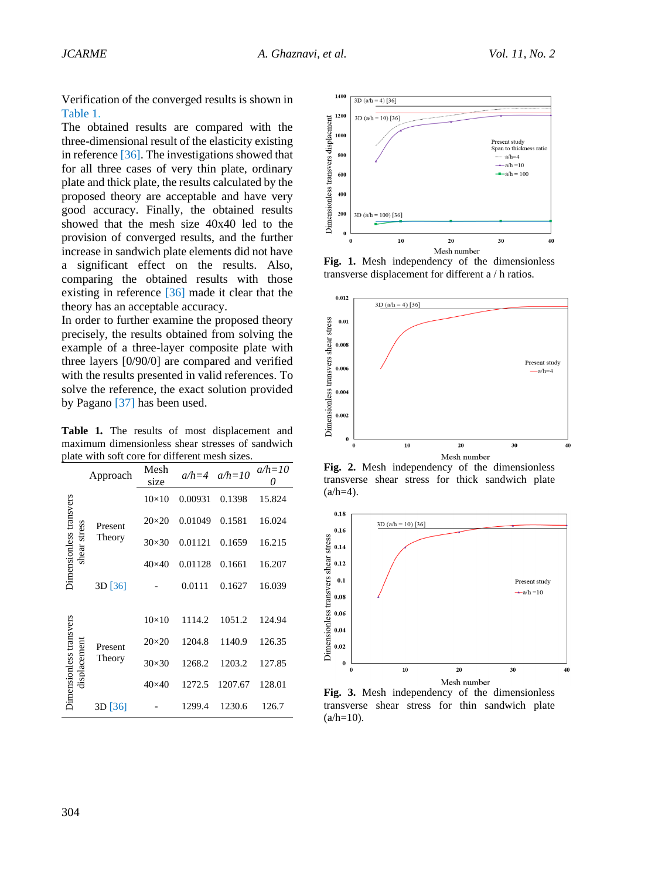Verification of the converged results is shown in Table 1.

The obtained results are compared with the three-dimensional result of the elasticity existing in reference [36]. The investigations showed that for all three cases of very thin plate, ordinary plate and thick plate, the results calculated by the proposed theory are acceptable and have very good accuracy. Finally, the obtained results showed that the mesh size 40x40 led to the provision of converged results, and the further increase in sandwich plate elements did not have a significant effect on the results. Also, comparing the obtained results with those existing in reference [36] made it clear that the theory has an acceptable accuracy.

In order to further examine the proposed theory precisely, the results obtained from solving the example of a three-layer composite plate with three layers [0/90/0] are compared and verified with the results presented in valid references. To solve the reference, the exact solution provided by Pagano [37] has been used.

**Table 1.** The results of most displacement and maximum dimensionless shear stresses of sandwich plate with soft core for different mesh sizes.

| | Approach | Mesh size | *a/h=4* | *a/h=10* | *a/h=100* |
|---|---|---|---|---|---|
| Dimensionless transvers shear stress | Present Theory | 10×10 | 0.00931 | 0.1398 | 15.824 |
| | | 20×20 | 0.01049 | 0.1581 | 16.024 |
| | | 30×30 | 0.01121 | 0.1659 | 16.215 |
| | | 40×40 | 0.01128 | 0.1661 | 16.207 |
| | 3D [36] | - | 0.0111 | 0.1627 | 16.039 |
| Dimensionless transvers displacement | Present Theory | 10×10 | 1114.2 | 1051.2 | 124.94 |
| | | 20×20 | 1204.8 | 1140.9 | 126.35 |
| | | 30×30 | 1268.2 | 1203.2 | 127.85 |
| | | 40×40 | 1272.5 | 1207.67 | 128.01 |
| | 3D [36] | - | 1299.4 | 1230.6 | 126.7 |

**Fig. 1.** Mesh independency of the dimensionless transverse displacement for different a / h ratios.

**Fig. 2.** Mesh independency of the dimensionless transverse shear stress for thick sandwich plate (a/h=4).

**Fig. 3.** Mesh independency of the dimensionless transverse shear stress for thin sandwich plate (a/h=10).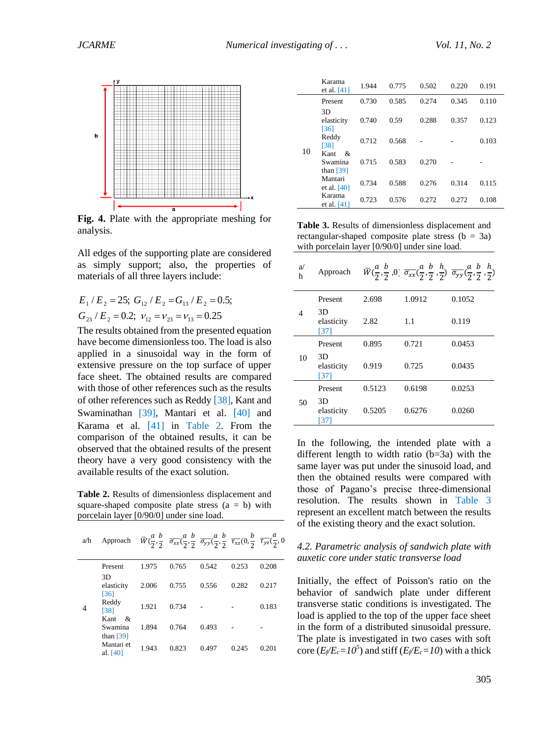**Fig. 4.** Plate with the appropriate meshing for analysis.

All edges of the supporting plate are considered as simply support; also, the properties of materials of all three layers include:

$$E_1/E_2 = 25;\ G_{12}/E_2 = G_{13}/E_2 = 0.5;$$
$$G_{23}/E_2 = 0.2;\ \nu_{12} = \nu_{23} = \nu_{13} = 0.25$$

The results obtained from the presented equation have become dimensionless too. The load is also applied in a sinusoidal way in the form of extensive pressure on the top surface of upper face sheet. The obtained results are compared with those of other references such as the results of other references such as Reddy [38], Kant and Swaminathan [39], Mantari et al. [40] and Karama et al. [41] in Table 2. From the comparison of the obtained results, it can be observed that the obtained results of the present theory have a very good consistency with the available results of the exact solution.

**Table 2.** Results of dimensionless displacement and square-shaped composite plate stress (a = b) with porcelain layer [0/90/0] under sine load.

| a/h | Approach | $\bar{W}(\frac{a}{2},\frac{b}{2})$ | $\overline{\sigma_{xx}}(\frac{a}{2},\frac{b}{2})$ | $\overline{\sigma_{yy}}(\frac{a}{2},\frac{b}{2})$ | $\overline{\tau_{xz}}(0,\frac{b}{2})$ | $\overline{\tau_{yz}}(\frac{a}{2},0)$ |
|---|---|---|---|---|---|---|
| 4 | Present | 1.975 | 0.765 | 0.542 | 0.253 | 0.208 |
| | 3D elasticity [36] | 2.006 | 0.755 | 0.556 | 0.282 | 0.217 |
| | Reddy [38] | 1.921 | 0.734 | - | - | 0.183 |
| | Kant & Swaminathan [39] | 1.894 | 0.764 | 0.493 | - | - |
| | Mantari et al. [40] | 1.943 | 0.823 | 0.497 | 0.245 | 0.201 |
| | Karama et al. [41] | 1.944 | 0.775 | 0.502 | 0.220 | 0.191 |
| 10 | Present | 0.730 | 0.585 | 0.274 | 0.345 | 0.110 |
| | 3D elasticity [36] | 0.740 | 0.59 | 0.288 | 0.357 | 0.123 |
| | Reddy [38] | 0.712 | 0.568 | - | - | 0.103 |
| | Kant & Swaminathan [39] | 0.715 | 0.583 | 0.270 | - | - |
| | Mantari et al. [40] | 0.734 | 0.588 | 0.276 | 0.314 | 0.115 |
| | Karama et al. [41] | 0.723 | 0.576 | 0.272 | 0.272 | 0.108 |

**Table 3.** Results of dimensionless displacement and rectangular-shaped composite plate stress (b = 3a) with porcelain layer [0/90/0] under sine load.

| a/h | Approach | $\bar{W}(\frac{a}{2},\frac{b}{2},0)$ | $\overline{\sigma_{xx}}(\frac{a}{2},\frac{b}{2},\frac{h}{2})$ | $\overline{\sigma_{yy}}(\frac{a}{2},\frac{b}{2},\frac{h}{2})$ |
|---|---|---|---|---|
| 4 | Present | 2.698 | 1.0912 | 0.1052 |
| | 3D elasticity [37] | 2.82 | 1.1 | 0.119 |
| 10 | Present | 0.895 | 0.721 | 0.0453 |
| | 3D elasticity [37] | 0.919 | 0.725 | 0.0435 |
| 50 | Present | 0.5123 | 0.6198 | 0.0253 |
| | 3D elasticity [37] | 0.5205 | 0.6276 | 0.0260 |

In the following, the intended plate with a different length to width ratio (b=3a) with the same layer was put under the sinusoid load, and then the obtained results were compared with those of Pagano's precise three-dimensional resolution. The results shown in Table 3 represent an excellent match between the results of the existing theory and the exact solution.

### *4.2. Parametric analysis of sandwich plate with auxetic core under static transverse load*

Initially, the effect of Poisson's ratio on the behavior of sandwich plate under different transverse static conditions is investigated. The load is applied to the top of the upper face sheet in the form of a distributed sinusoidal pressure. The plate is investigated in two cases with soft core ($E_f/E_c=10^5$) and stiff ($E_f/E_c=10$) with a thick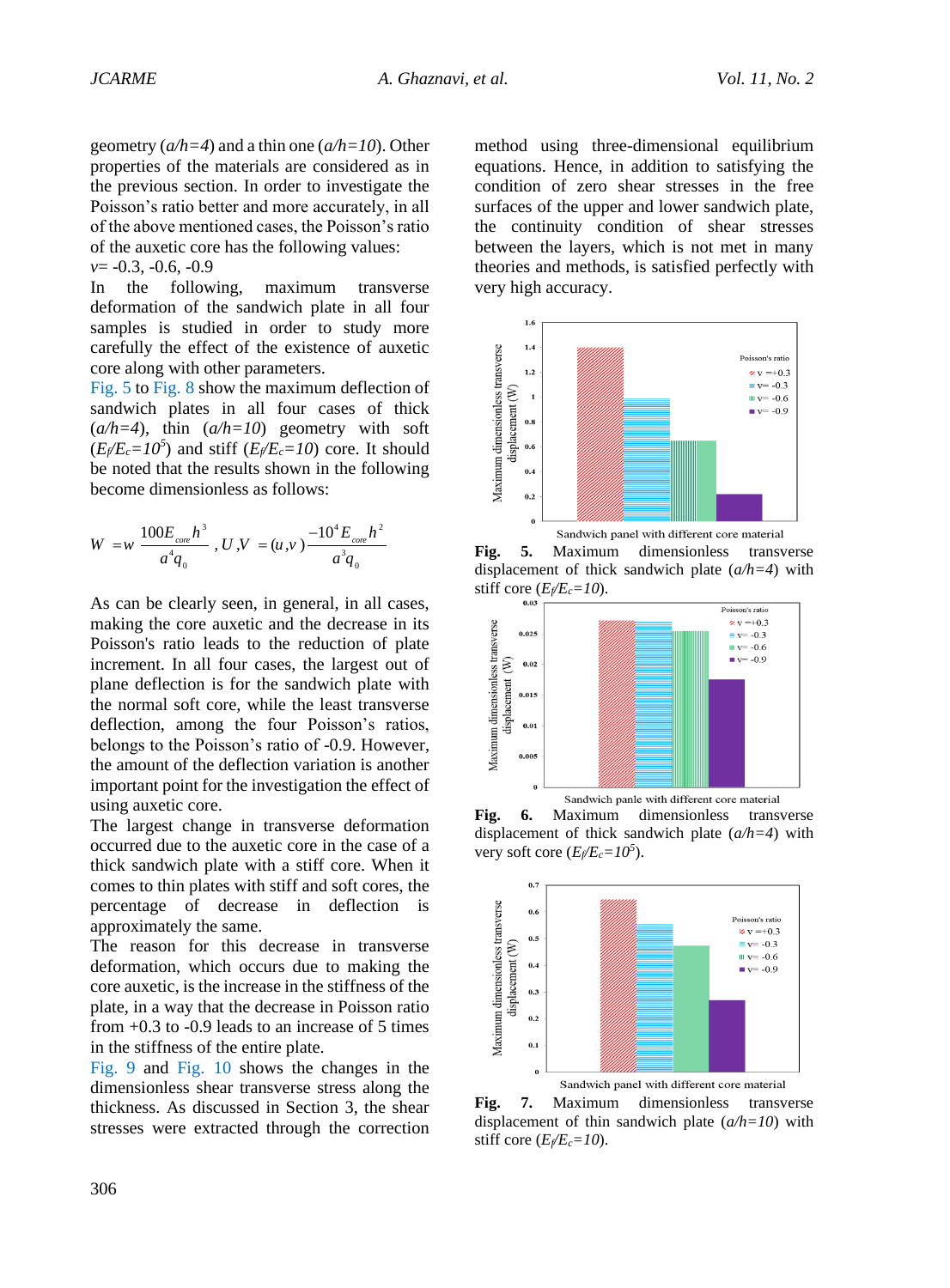geometry ($a/h=4$) and a thin one ($a/h=10$). Other properties of the materials are considered as in the previous section. In order to investigate the Poisson's ratio better and more accurately, in all of the above mentioned cases, the Poisson's ratio of the auxetic core has the following values:

$v$= -0.3, -0.6, -0.9

In the following, maximum transverse deformation of the sandwich plate in all four samples is studied in order to study more carefully the effect of the existence of auxetic core along with other parameters.

Fig. 5 to Fig. 8 show the maximum deflection of sandwich plates in all four cases of thick ($a/h=4$), thin ($a/h=10$) geometry with soft ($E_f/E_c=10^5$) and stiff ($E_f/E_c=10$) core. It should be noted that the results shown in the following become dimensionless as follows:

$$W = w\frac{100E_{core}h^3}{a^4q_0}, U,V = (u,v)\frac{-10^4E_{core}h^2}{a^3q_0}$$

As can be clearly seen, in general, in all cases, making the core auxetic and the decrease in its Poisson's ratio leads to the reduction of plate increment. In all four cases, the largest out of plane deflection is for the sandwich plate with the normal soft core, while the least transverse deflection, among the four Poisson's ratios, belongs to the Poisson's ratio of -0.9. However, the amount of the deflection variation is another important point for the investigation the effect of using auxetic core.

The largest change in transverse deformation occurred due to the auxetic core in the case of a thick sandwich plate with a stiff core. When it comes to thin plates with stiff and soft cores, the percentage of decrease in deflection is approximately the same.

The reason for this decrease in transverse deformation, which occurs due to making the core auxetic, is the increase in the stiffness of the plate, in a way that the decrease in Poisson ratio from +0.3 to -0.9 leads to an increase of 5 times in the stiffness of the entire plate.

Fig. 9 and Fig. 10 shows the changes in the dimensionless shear transverse stress along the thickness. As discussed in Section 3, the shear stresses were extracted through the correction method using three-dimensional equilibrium equations. Hence, in addition to satisfying the condition of zero shear stresses in the free surfaces of the upper and lower sandwich plate, the continuity condition of shear stresses between the layers, which is not met in many theories and methods, is satisfied perfectly with very high accuracy.

**Fig. 5.** Maximum dimensionless transverse displacement of thick sandwich plate ($a/h=4$) with stiff core ($E_f/E_c=10$).

**Fig. 6.** Maximum dimensionless transverse displacement of thick sandwich plate ($a/h=4$) with very soft core ($E_f/E_c=10^5$).

**Fig. 7.** Maximum dimensionless transverse displacement of thin sandwich plate ($a/h=10$) with stiff core ($E_f/E_c=10$).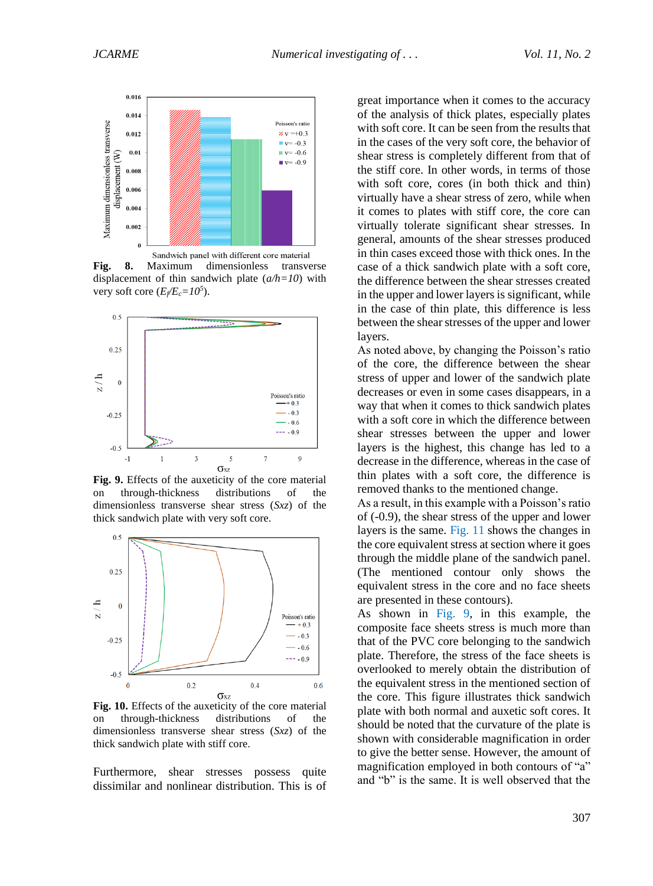**Fig. 8.** Maximum dimensionless transverse displacement of thin sandwich plate ($a/h=10$) with very soft core ($E_f/E_c=10^5$).

**Fig. 9.** Effects of the auxeticity of the core material on through-thickness distributions of the dimensionless transverse shear stress (*Sxz*) of the thick sandwich plate with very soft core.

**Fig. 10.** Effects of the auxeticity of the core material on through-thickness distributions of the dimensionless transverse shear stress (*Sxz*) of the thick sandwich plate with stiff core.

Furthermore, shear stresses possess quite dissimilar and nonlinear distribution. This is of great importance when it comes to the accuracy of the analysis of thick plates, especially plates with soft core. It can be seen from the results that in the cases of the very soft core, the behavior of shear stress is completely different from that of the stiff core. In other words, in terms of those with soft core, cores (in both thick and thin) virtually have a shear stress of zero, while when it comes to plates with stiff core, the core can virtually tolerate significant shear stresses. In general, amounts of the shear stresses produced in thin cases exceed those with thick ones. In the case of a thick sandwich plate with a soft core, the difference between the shear stresses created in the upper and lower layers is significant, while in the case of thin plate, this difference is less between the shear stresses of the upper and lower layers.

As noted above, by changing the Poisson's ratio of the core, the difference between the shear stress of upper and lower of the sandwich plate decreases or even in some cases disappears, in a way that when it comes to thick sandwich plates with a soft core in which the difference between shear stresses between the upper and lower layers is the highest, this change has led to a decrease in the difference, whereas in the case of thin plates with a soft core, the difference is removed thanks to the mentioned change.

As a result, in this example with a Poisson's ratio of (-0.9), the shear stress of the upper and lower layers is the same. Fig. 11 shows the changes in the core equivalent stress at section where it goes through the middle plane of the sandwich panel. (The mentioned contour only shows the equivalent stress in the core and no face sheets are presented in these contours).

As shown in Fig. 9, in this example, the composite face sheets stress is much more than that of the PVC core belonging to the sandwich plate. Therefore, the stress of the face sheets is overlooked to merely obtain the distribution of the equivalent stress in the mentioned section of the core. This figure illustrates thick sandwich plate with both normal and auxetic soft cores. It should be noted that the curvature of the plate is shown with considerable magnification in order to give the better sense. However, the amount of magnification employed in both contours of "a" and "b" is the same. It is well observed that the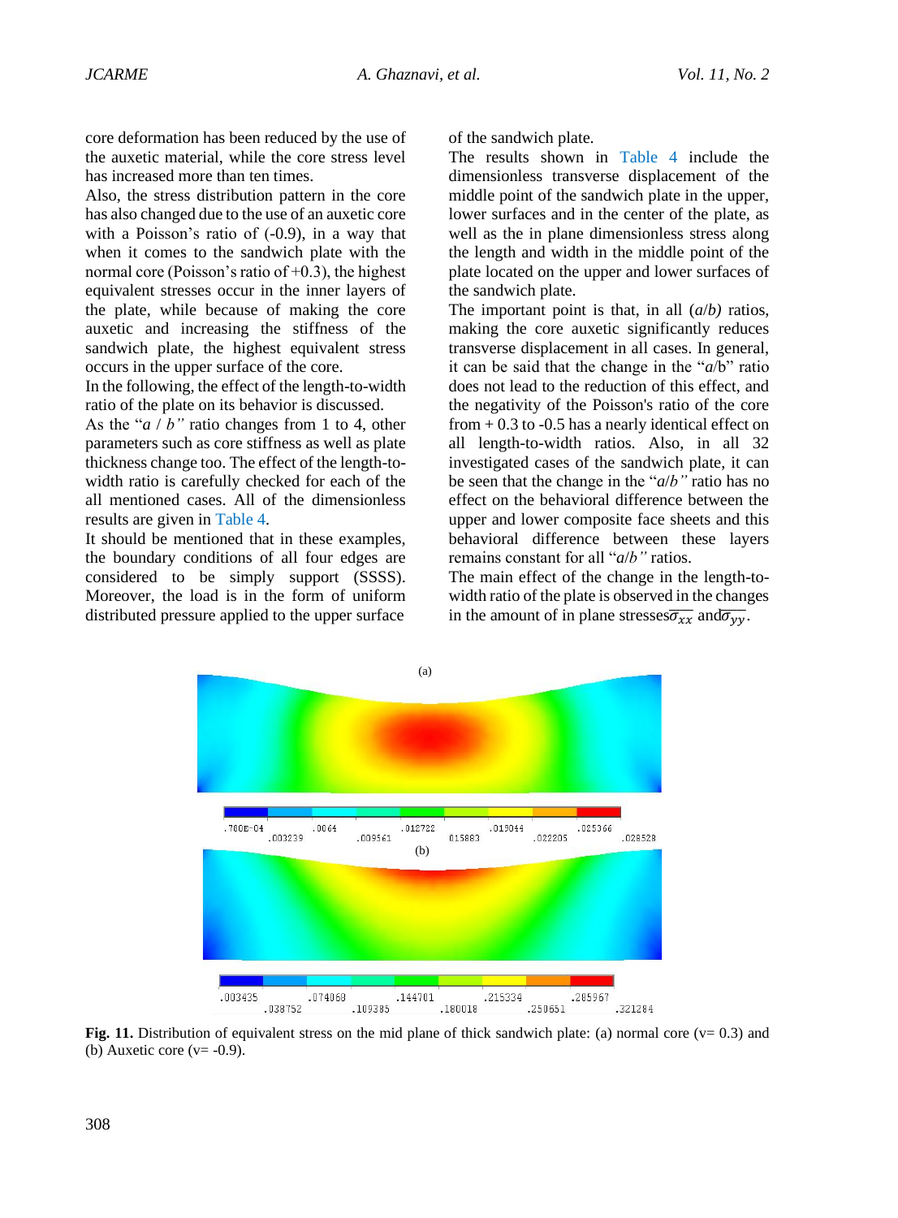core deformation has been reduced by the use of the auxetic material, while the core stress level has increased more than ten times.

Also, the stress distribution pattern in the core has also changed due to the use of an auxetic core with a Poisson's ratio of (-0.9), in a way that when it comes to the sandwich plate with the normal core (Poisson's ratio of +0.3), the highest equivalent stresses occur in the inner layers of the plate, while because of making the core auxetic and increasing the stiffness of the sandwich plate, the highest equivalent stress occurs in the upper surface of the core.

In the following, the effect of the length-to-width ratio of the plate on its behavior is discussed.

As the "*a* / *b*" ratio changes from 1 to 4, other parameters such as core stiffness as well as plate thickness change too. The effect of the length-to-width ratio is carefully checked for each of the all mentioned cases. All of the dimensionless results are given in Table 4.

It should be mentioned that in these examples, the boundary conditions of all four edges are considered to be simply support (SSSS). Moreover, the load is in the form of uniform distributed pressure applied to the upper surface of the sandwich plate.

The results shown in Table 4 include the dimensionless transverse displacement of the middle point of the sandwich plate in the upper, lower surfaces and in the center of the plate, as well as the in plane dimensionless stress along the length and width in the middle point of the plate located on the upper and lower surfaces of the sandwich plate.

The important point is that, in all (*a*/*b)* ratios, making the core auxetic significantly reduces transverse displacement in all cases. In general, it can be said that the change in the "*a*/b" ratio does not lead to the reduction of this effect, and the negativity of the Poisson's ratio of the core from + 0.3 to -0.5 has a nearly identical effect on all length-to-width ratios. Also, in all 32 investigated cases of the sandwich plate, it can be seen that the change in the "*a*/*b"* ratio has no effect on the behavioral difference between the upper and lower composite face sheets and this behavioral difference between these layers remains constant for all "*a*/*b"* ratios.

The main effect of the change in the length-to-width ratio of the plate is observed in the changes in the amount of in plane stresses $\overline{\sigma_{xx}}$ and $\overline{\sigma_{yy}}$.

**Fig. 11.** Distribution of equivalent stress on the mid plane of thick sandwich plate: (a) normal core (v= 0.3) and (b) Auxetic core (v= -0.9).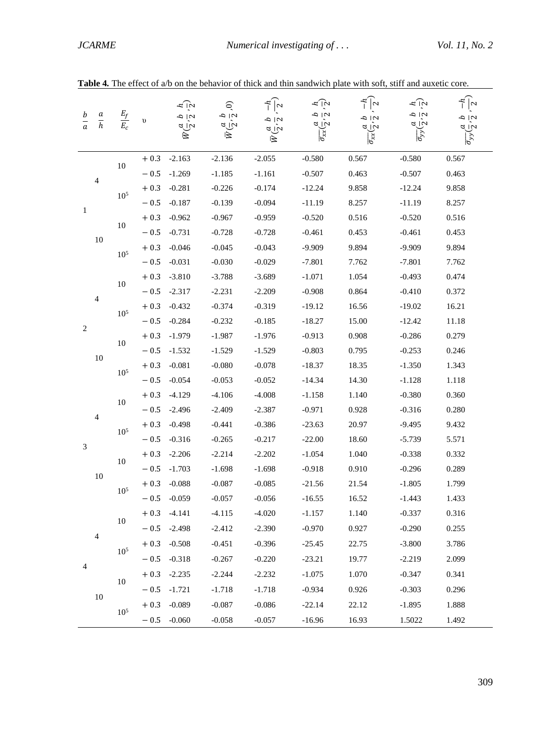**Table 4.** The effect of a/b on the behavior of thick and thin sandwich plate with soft, stiff and auxetic core.

| $\frac{b}{a}$ | $\frac{a}{h}$ | $\frac{E_f}{E_c}$ | $\upsilon$ | $\bar{W}(\frac{a}{2},\frac{b}{2},\frac{h}{2})$ | $\bar{W}(\frac{a}{2},\frac{b}{2},0)$ | $\bar{W}(\frac{a}{2},\frac{b}{2},\frac{-h}{2})$ | $\overline{\sigma_{xx}}(\frac{a}{2},\frac{b}{2},\frac{h}{2})$ | $\overline{\sigma_{xx}}(\frac{a}{2},\frac{b}{2},\frac{-h}{2})$ | $\overline{\sigma_{yy}}(\frac{a}{2},\frac{b}{2},\frac{h}{2})$ | $\overline{\sigma_{yy}}(\frac{a}{2},\frac{b}{2},\frac{-h}{2})$ |
|---|---|---|---|---|---|---|---|---|---|---|
| 1 | 4 | 10 | +0.3 | -2.163 | -2.136 | -2.055 | -0.580 | 0.567 | -0.580 | 0.567 |
| | | | −0.5 | -1.269 | -1.185 | -1.161 | -0.507 | 0.463 | -0.507 | 0.463 |
| | | $10^5$ | +0.3 | -0.281 | -0.226 | -0.174 | -12.24 | 9.858 | -12.24 | 9.858 |
| | | | −0.5 | -0.187 | -0.139 | -0.094 | -11.19 | 8.257 | -11.19 | 8.257 |
| | 10 | 10 | +0.3 | -0.962 | -0.967 | -0.959 | -0.520 | 0.516 | -0.520 | 0.516 |
| | | | −0.5 | -0.731 | -0.728 | -0.728 | -0.461 | 0.453 | -0.461 | 0.453 |
| | | $10^5$ | +0.3 | -0.046 | -0.045 | -0.043 | -9.909 | 9.894 | -9.909 | 9.894 |
| | | | −0.5 | -0.031 | -0.030 | -0.029 | -7.801 | 7.762 | -7.801 | 7.762 |
| 2 | 4 | 10 | +0.3 | -3.810 | -3.788 | -3.689 | -1.071 | 1.054 | -0.493 | 0.474 |
| | | | −0.5 | -2.317 | -2.231 | -2.209 | -0.908 | 0.864 | -0.410 | 0.372 |
| | | $10^5$ | +0.3 | -0.432 | -0.374 | -0.319 | -19.12 | 16.56 | -19.02 | 16.21 |
| | | | −0.5 | -0.284 | -0.232 | -0.185 | -18.27 | 15.00 | -12.42 | 11.18 |
| | 10 | 10 | +0.3 | -1.979 | -1.987 | -1.976 | -0.913 | 0.908 | -0.286 | 0.279 |
| | | | −0.5 | -1.532 | -1.529 | -1.529 | -0.803 | 0.795 | -0.253 | 0.246 |
| | | $10^5$ | +0.3 | -0.081 | -0.080 | -0.078 | -18.37 | 18.35 | -1.350 | 1.343 |
| | | | −0.5 | -0.054 | -0.053 | -0.052 | -14.34 | 14.30 | -1.128 | 1.118 |
| 3 | 4 | 10 | +0.3 | -4.129 | -4.106 | -4.008 | -1.158 | 1.140 | -0.380 | 0.360 |
| | | | −0.5 | -2.496 | -2.409 | -2.387 | -0.971 | 0.928 | -0.316 | 0.280 |
| | | $10^5$ | +0.3 | -0.498 | -0.441 | -0.386 | -23.63 | 20.97 | -9.495 | 9.432 |
| | | | −0.5 | -0.316 | -0.265 | -0.217 | -22.00 | 18.60 | -5.739 | 5.571 |
| | 10 | 10 | +0.3 | -2.206 | -2.214 | -2.202 | -1.054 | 1.040 | -0.338 | 0.332 |
| | | | −0.5 | -1.703 | -1.698 | -1.698 | -0.918 | 0.910 | -0.296 | 0.289 |
| | | $10^5$ | +0.3 | -0.088 | -0.087 | -0.085 | -21.56 | 21.54 | -1.805 | 1.799 |
| | | | −0.5 | -0.059 | -0.057 | -0.056 | -16.55 | 16.52 | -1.443 | 1.433 |
| 4 | 4 | 10 | +0.3 | -4.141 | -4.115 | -4.020 | -1.157 | 1.140 | -0.337 | 0.316 |
| | | | −0.5 | -2.498 | -2.412 | -2.390 | -0.970 | 0.927 | -0.290 | 0.255 |
| | | $10^5$ | +0.3 | -0.508 | -0.451 | -0.396 | -25.45 | 22.75 | -3.800 | 3.786 |
| | | | −0.5 | -0.318 | -0.267 | -0.220 | -23.21 | 19.77 | -2.219 | 2.099 |
| | 10 | 10 | +0.3 | -2.235 | -2.244 | -2.232 | -1.075 | 1.070 | -0.347 | 0.341 |
| | | | −0.5 | -1.721 | -1.718 | -1.718 | -0.934 | 0.926 | -0.303 | 0.296 |
| | | $10^5$ | +0.3 | -0.089 | -0.087 | -0.086 | -22.14 | 22.12 | -1.895 | 1.888 |
| | | | −0.5 | -0.060 | -0.058 | -0.057 | -16.96 | 16.93 | 1.5022 | 1.492 |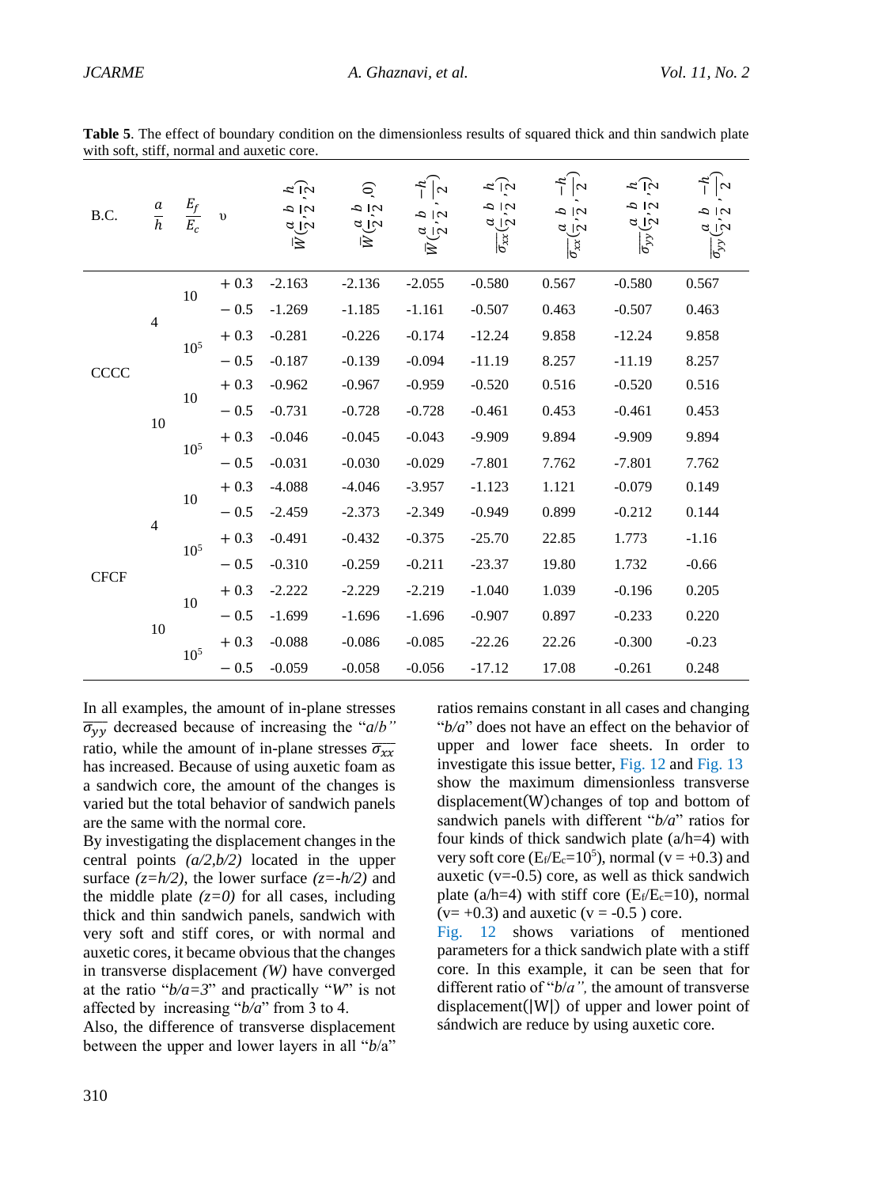**Table 5**. The effect of boundary condition on the dimensionless results of squared thick and thin sandwich plate with soft, stiff, normal and auxetic core.

| B.C. | $\frac{a}{h}$ | $\frac{E_f}{E_c}$ | υ | $\bar{W}(\frac{a}{2},\frac{b}{2},\frac{h}{2})$ | $\bar{W}(\frac{a}{2},\frac{b}{2},0)$ | $\bar{W}(\frac{a}{2},\frac{b}{2},\frac{-h}{2})$ | $\overline{\sigma_{xx}}(\frac{a}{2},\frac{b}{2},\frac{h}{2})$ | $\overline{\sigma_{xx}}(\frac{a}{2},\frac{b}{2},\frac{-h}{2})$ | $\overline{\sigma_{yy}}(\frac{a}{2},\frac{b}{2},\frac{h}{2})$ | $\overline{\sigma_{yy}}(\frac{a}{2},\frac{b}{2},\frac{-h}{2})$ |
|---|---|---|---|---|---|---|---|---|---|---|
| CCCC | 4 | 10 | + 0.3 | -2.163 | -2.136 | -2.055 | -0.580 | 0.567 | -0.580 | 0.567 |
| | | | − 0.5 | -1.269 | -1.185 | -1.161 | -0.507 | 0.463 | -0.507 | 0.463 |
| | | $10^5$ | + 0.3 | -0.281 | -0.226 | -0.174 | -12.24 | 9.858 | -12.24 | 9.858 |
| | | | − 0.5 | -0.187 | -0.139 | -0.094 | -11.19 | 8.257 | -11.19 | 8.257 |
| | 10 | 10 | + 0.3 | -0.962 | -0.967 | -0.959 | -0.520 | 0.516 | -0.520 | 0.516 |
| | | | − 0.5 | -0.731 | -0.728 | -0.728 | -0.461 | 0.453 | -0.461 | 0.453 |
| | | $10^5$ | + 0.3 | -0.046 | -0.045 | -0.043 | -9.909 | 9.894 | -9.909 | 9.894 |
| | | | − 0.5 | -0.031 | -0.030 | -0.029 | -7.801 | 7.762 | -7.801 | 7.762 |
| CFCF | 4 | 10 | + 0.3 | -4.088 | -4.046 | -3.957 | -1.123 | 1.121 | -0.079 | 0.149 |
| | | | − 0.5 | -2.459 | -2.373 | -2.349 | -0.949 | 0.899 | -0.212 | 0.144 |
| | | $10^5$ | + 0.3 | -0.491 | -0.432 | -0.375 | -25.70 | 22.85 | 1.773 | -1.16 |
| | | | − 0.5 | -0.310 | -0.259 | -0.211 | -23.37 | 19.80 | 1.732 | -0.66 |
| | 10 | 10 | + 0.3 | -2.222 | -2.229 | -2.219 | -1.040 | 1.039 | -0.196 | 0.205 |
| | | | − 0.5 | -1.699 | -1.696 | -1.696 | -0.907 | 0.897 | -0.233 | 0.220 |
| | | $10^5$ | + 0.3 | -0.088 | -0.086 | -0.085 | -22.26 | 22.26 | -0.300 | -0.23 |
| | | | − 0.5 | -0.059 | -0.058 | -0.056 | -17.12 | 17.08 | -0.261 | 0.248 |

In all examples, the amount of in-plane stresses $\overline{\sigma_{yy}}$ decreased because of increasing the "*a*/*b"* ratio, while the amount of in-plane stresses $\overline{\sigma_{xx}}$ has increased. Because of using auxetic foam as a sandwich core, the amount of the changes is varied but the total behavior of sandwich panels are the same with the normal core.

By investigating the displacement changes in the central points *(a/2,b/2)* located in the upper surface *(z=h/2)*, the lower surface *(z=-h/2)* and the middle plate *(z=0)* for all cases, including thick and thin sandwich panels, sandwich with very soft and stiff cores, or with normal and auxetic cores, it became obvious that the changes in transverse displacement *(W)* have converged at the ratio "*b/a=3*" and practically "*W*" is not affected by increasing "*b/a*" from 3 to 4.

Also, the difference of transverse displacement between the upper and lower layers in all "*b*/a" ratios remains constant in all cases and changing "*b/a*" does not have an effect on the behavior of upper and lower face sheets. In order to investigate this issue better, Fig. 12 and Fig. 13 show the maximum dimensionless transverse displacement(W)changes of top and bottom of sandwich panels with different "*b/a*" ratios for four kinds of thick sandwich plate (a/h=4) with very soft core ($E_f/E_c=10^5$), normal (v = +0.3) and auxetic (v=-0.5) core, as well as thick sandwich plate (a/h=4) with stiff core ($E_f/E_c=10$), normal (v= +0.3) and auxetic (v = -0.5 ) core.

Fig. 12 shows variations of mentioned parameters for a thick sandwich plate with a stiff core. In this example, it can be seen that for different ratio of "*b*/*a",* the amount of transverse displacement(|W|) of upper and lower point of sándwich are reduce by using auxetic core.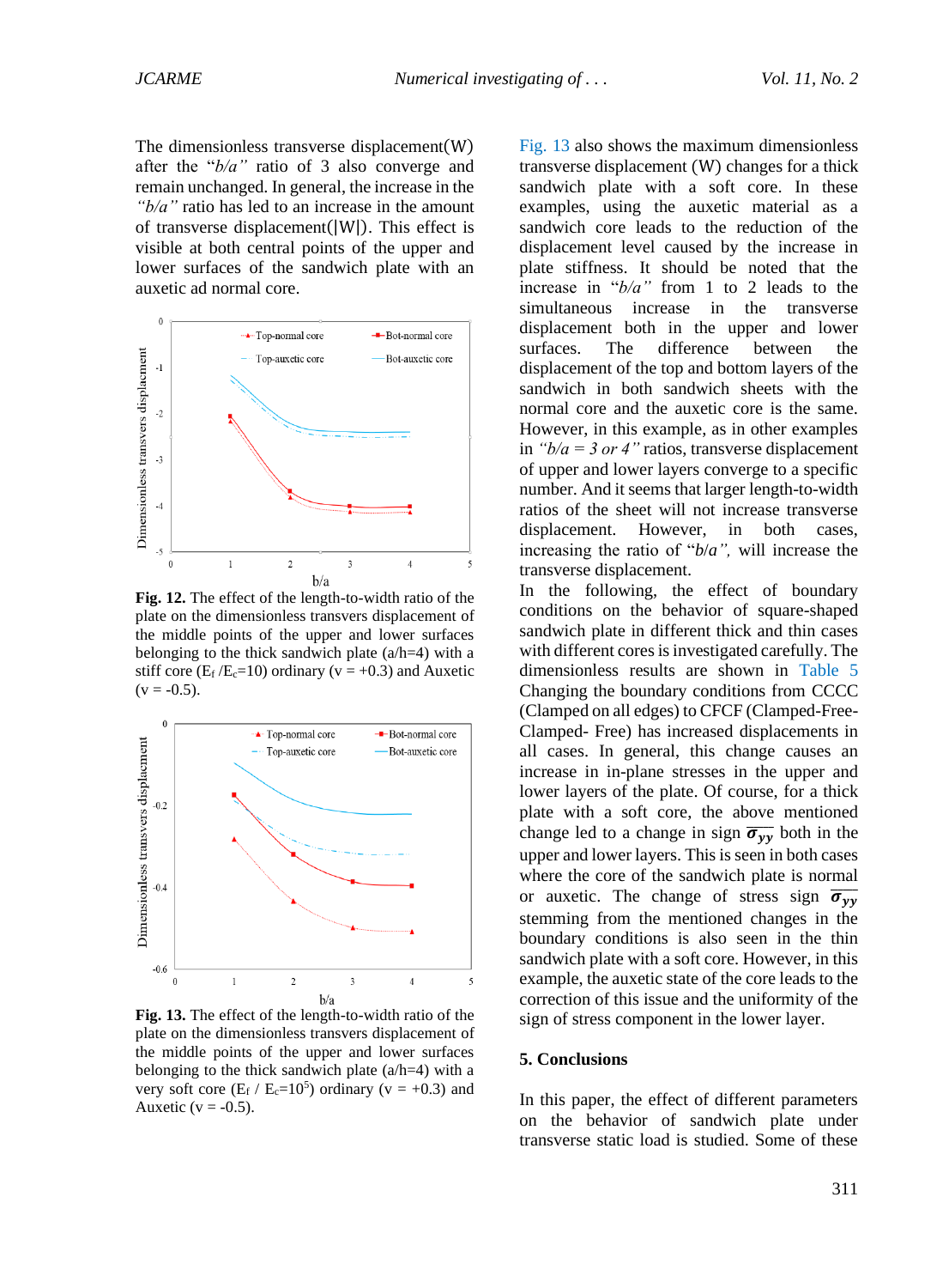The dimensionless transverse displacement(W) after the "*b/a*" ratio of 3 also converge and remain unchanged. In general, the increase in the *"b/a"* ratio has led to an increase in the amount of transverse displacement(|W|). This effect is visible at both central points of the upper and lower surfaces of the sandwich plate with an auxetic ad normal core.

**Fig. 12.** The effect of the length-to-width ratio of the plate on the dimensionless transvers displacement of the middle points of the upper and lower surfaces belonging to the thick sandwich plate (a/h=4) with a stiff core ($E_f/E_c$=10) ordinary (v = +0.3) and Auxetic (v = -0.5).

**Fig. 13.** The effect of the length-to-width ratio of the plate on the dimensionless transvers displacement of the middle points of the upper and lower surfaces belonging to the thick sandwich plate (a/h=4) with a very soft core ($E_f$ / $E_c$=$10^5$) ordinary (v = +0.3) and Auxetic (v = -0.5).

Fig. 13 also shows the maximum dimensionless transverse displacement (W) changes for a thick sandwich plate with a soft core. In these examples, using the auxetic material as a sandwich core leads to the reduction of the displacement level caused by the increase in plate stiffness. It should be noted that the increase in "*b/a*" from 1 to 2 leads to the simultaneous increase in the transverse displacement both in the upper and lower surfaces. The difference between the displacement of the top and bottom layers of the sandwich in both sandwich sheets with the normal core and the auxetic core is the same. However, in this example, as in other examples in *"b/a = 3 or 4"* ratios, transverse displacement of upper and lower layers converge to a specific number. And it seems that larger length-to-width ratios of the sheet will not increase transverse displacement. However, in both cases, increasing the ratio of "*b/a*", will increase the transverse displacement.

In the following, the effect of boundary conditions on the behavior of square-shaped sandwich plate in different thick and thin cases with different cores is investigated carefully. The dimensionless results are shown in Table 5 Changing the boundary conditions from CCCC (Clamped on all edges) to CFCF (Clamped-Free-Clamped- Free) has increased displacements in all cases. In general, this change causes an increase in in-plane stresses in the upper and lower layers of the plate. Of course, for a thick plate with a soft core, the above mentioned change led to a change in sign $\overline{\sigma}_{yy}$ both in the upper and lower layers. This is seen in both cases where the core of the sandwich plate is normal or auxetic. The change of stress sign $\overline{\sigma}_{yy}$ stemming from the mentioned changes in the boundary conditions is also seen in the thin sandwich plate with a soft core. However, in this example, the auxetic state of the core leads to the correction of this issue and the uniformity of the sign of stress component in the lower layer.

## 5. Conclusions

In this paper, the effect of different parameters on the behavior of sandwich plate under transverse static load is studied. Some of these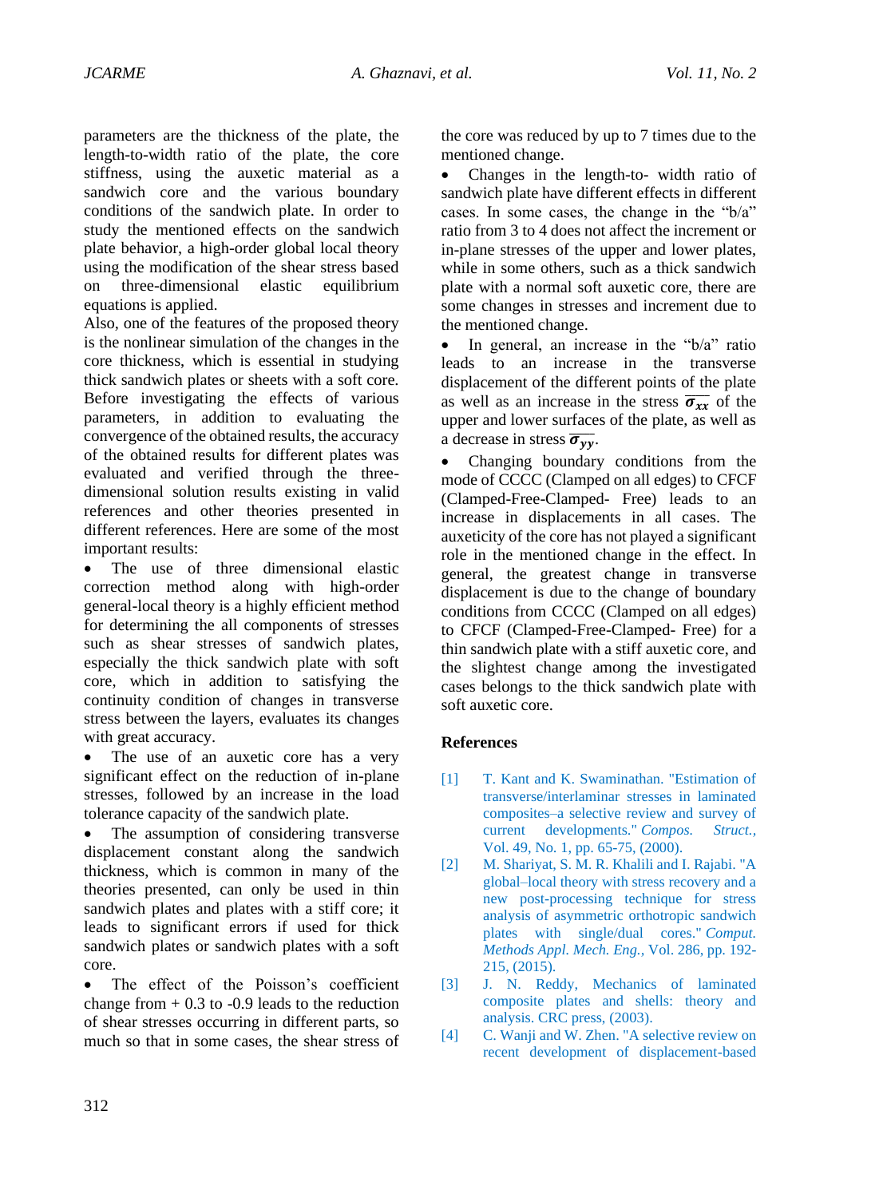parameters are the thickness of the plate, the length-to-width ratio of the plate, the core stiffness, using the auxetic material as a sandwich core and the various boundary conditions of the sandwich plate. In order to study the mentioned effects on the sandwich plate behavior, a high-order global local theory using the modification of the shear stress based on three-dimensional elastic equilibrium equations is applied.

Also, one of the features of the proposed theory is the nonlinear simulation of the changes in the core thickness, which is essential in studying thick sandwich plates or sheets with a soft core. Before investigating the effects of various parameters, in addition to evaluating the convergence of the obtained results, the accuracy of the obtained results for different plates was evaluated and verified through the three-dimensional solution results existing in valid references and other theories presented in different references. Here are some of the most important results:

- The use of three dimensional elastic correction method along with high-order general-local theory is a highly efficient method for determining the all components of stresses such as shear stresses of sandwich plates, especially the thick sandwich plate with soft core, which in addition to satisfying the continuity condition of changes in transverse stress between the layers, evaluates its changes with great accuracy.
- The use of an auxetic core has a very significant effect on the reduction of in-plane stresses, followed by an increase in the load tolerance capacity of the sandwich plate.
- The assumption of considering transverse displacement constant along the sandwich thickness, which is common in many of the theories presented, can only be used in thin sandwich plates and plates with a stiff core; it leads to significant errors if used for thick sandwich plates or sandwich plates with a soft core.
- The effect of the Poisson's coefficient change from + 0.3 to -0.9 leads to the reduction of shear stresses occurring in different parts, so much so that in some cases, the shear stress of the core was reduced by up to 7 times due to the mentioned change.
- Changes in the length-to- width ratio of sandwich plate have different effects in different cases. In some cases, the change in the "b/a" ratio from 3 to 4 does not affect the increment or in-plane stresses of the upper and lower plates, while in some others, such as a thick sandwich plate with a normal soft auxetic core, there are some changes in stresses and increment due to the mentioned change.
- In general, an increase in the "b/a" ratio leads to an increase in the transverse displacement of the different points of the plate as well as an increase in the stress $\overline{\boldsymbol{\sigma}}_{\boldsymbol{xx}}$ of the upper and lower surfaces of the plate, as well as a decrease in stress $\overline{\boldsymbol{\sigma}}_{\boldsymbol{yy}}$.
- Changing boundary conditions from the mode of CCCC (Clamped on all edges) to CFCF (Clamped-Free-Clamped- Free) leads to an increase in displacements in all cases. The auxeticity of the core has not played a significant role in the mentioned change in the effect. In general, the greatest change in transverse displacement is due to the change of boundary conditions from CCCC (Clamped on all edges) to CFCF (Clamped-Free-Clamped- Free) for a thin sandwich plate with a stiff auxetic core, and the slightest change among the investigated cases belongs to the thick sandwich plate with soft auxetic core.

## References

[1] T. Kant and K. Swaminathan. "Estimation of transverse/interlaminar stresses in laminated composites–a selective review and survey of current developments." *Compos. Struct.*, Vol. 49, No. 1, pp. 65-75, (2000).

[2] M. Shariyat, S. M. R. Khalili and I. Rajabi. "A global–local theory with stress recovery and a new post-processing technique for stress analysis of asymmetric orthotropic sandwich plates with single/dual cores." *Comput. Methods Appl. Mech. Eng.*, Vol. 286, pp. 192-215, (2015).

[3] J. N. Reddy, Mechanics of laminated composite plates and shells: theory and analysis. CRC press, (2003).

[4] C. Wanji and W. Zhen. "A selective review on recent development of displacement-based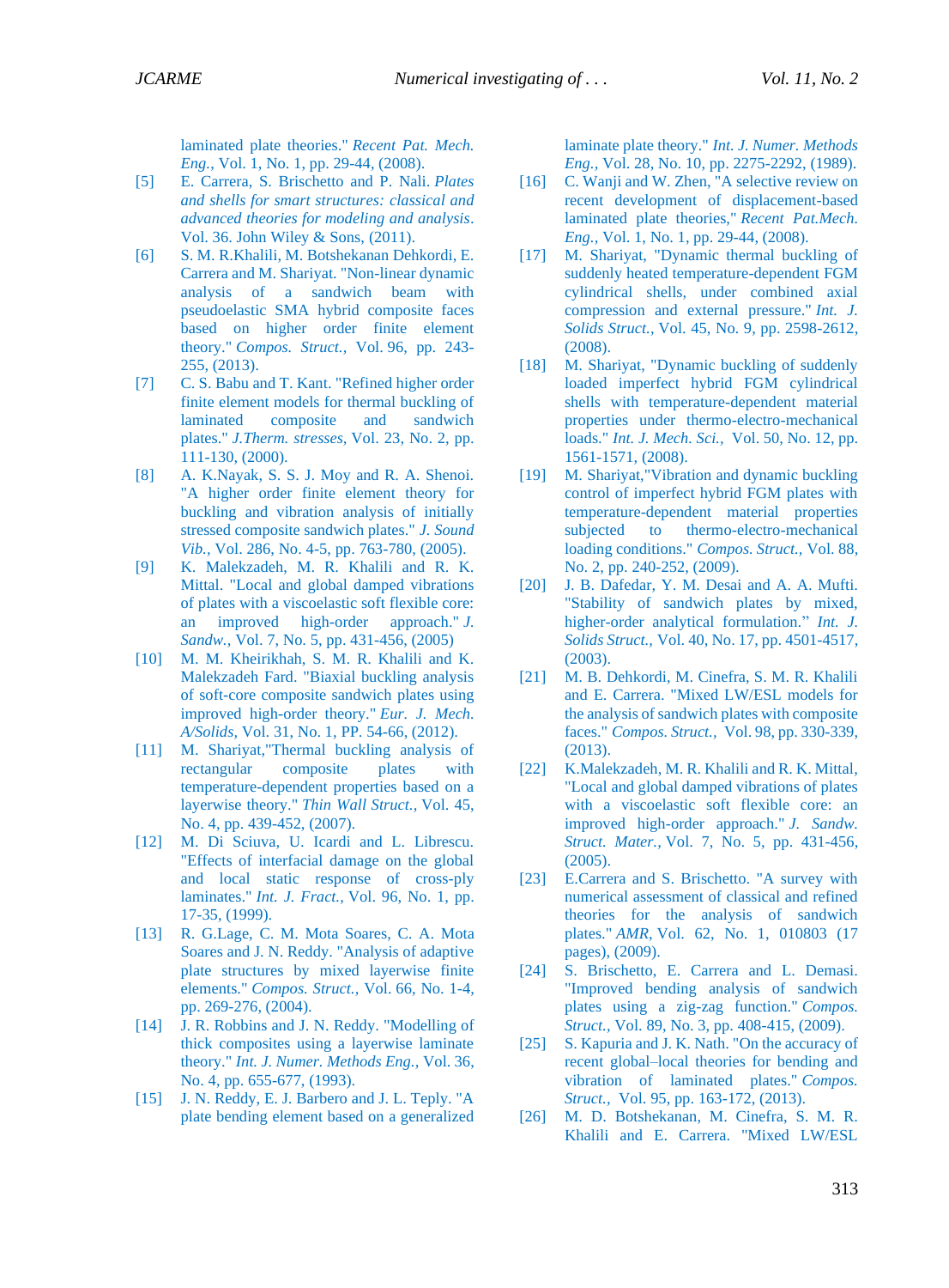laminated plate theories." *Recent Pat. Mech. Eng.*, Vol. 1, No. 1, pp. 29-44, (2008).

[5] E. Carrera, S. Brischetto and P. Nali. *Plates and shells for smart structures: classical and advanced theories for modeling and analysis*. Vol. 36. John Wiley & Sons, (2011).

[6] S. M. R.Khalili, M. Botshekanan Dehkordi, E. Carrera and M. Shariyat. "Non-linear dynamic analysis of a sandwich beam with pseudoelastic SMA hybrid composite faces based on higher order finite element theory." *Compos. Struct.*, Vol. 96, pp. 243-255, (2013).

[7] C. S. Babu and T. Kant. "Refined higher order finite element models for thermal buckling of laminated composite and sandwich plates." *J.Therm. stresses*, Vol. 23, No. 2, pp. 111-130, (2000).

[8] A. K.Nayak, S. S. J. Moy and R. A. Shenoi. "A higher order finite element theory for buckling and vibration analysis of initially stressed composite sandwich plates." *J. Sound Vib.*, Vol. 286, No. 4-5, pp. 763-780, (2005).

[9] K. Malekzadeh, M. R. Khalili and R. K. Mittal. "Local and global damped vibrations of plates with a viscoelastic soft flexible core: an improved high-order approach." *J. Sandw.*, Vol. 7, No. 5, pp. 431-456, (2005)

[10] M. M. Kheirikhah, S. M. R. Khalili and K. Malekzadeh Fard. "Biaxial buckling analysis of soft-core composite sandwich plates using improved high-order theory." *Eur. J. Mech. A/Solids*, Vol. 31, No. 1, PP. 54-66, (2012).

[11] M. Shariyat,"Thermal buckling analysis of rectangular composite plates with temperature-dependent properties based on a layerwise theory." *Thin Wall Struct.*, Vol. 45, No. 4, pp. 439-452, (2007).

[12] M. Di Sciuva, U. Icardi and L. Librescu. "Effects of interfacial damage on the global and local static response of cross-ply laminates." *Int. J. Fract.*, Vol. 96, No. 1, pp. 17-35, (1999).

[13] R. G.Lage, C. M. Mota Soares, C. A. Mota Soares and J. N. Reddy. "Analysis of adaptive plate structures by mixed layerwise finite elements." *Compos. Struct.*, Vol. 66, No. 1-4, pp. 269-276, (2004).

[14] J. R. Robbins and J. N. Reddy. "Modelling of thick composites using a layerwise laminate theory." *Int. J. Numer. Methods Eng.*, Vol. 36, No. 4, pp. 655-677, (1993).

[15] J. N. Reddy, E. J. Barbero and J. L. Teply. "A plate bending element based on a generalized laminate plate theory." *Int. J. Numer. Methods Eng.*, Vol. 28, No. 10, pp. 2275-2292, (1989).

[16] C. Wanji and W. Zhen, "A selective review on recent development of displacement-based laminated plate theories," *Recent Pat.Mech. Eng.*, Vol. 1, No. 1, pp. 29-44, (2008).

[17] M. Shariyat, "Dynamic thermal buckling of suddenly heated temperature-dependent FGM cylindrical shells, under combined axial compression and external pressure." *Int. J. Solids Struct.*, Vol. 45, No. 9, pp. 2598-2612, (2008).

[18] M. Shariyat, "Dynamic buckling of suddenly loaded imperfect hybrid FGM cylindrical shells with temperature-dependent material properties under thermo-electro-mechanical loads." *Int. J. Mech. Sci.*, Vol. 50, No. 12, pp. 1561-1571, (2008).

[19] M. Shariyat,"Vibration and dynamic buckling control of imperfect hybrid FGM plates with temperature-dependent material properties subjected to thermo-electro-mechanical loading conditions." *Compos. Struct.*, Vol. 88, No. 2, pp. 240-252, (2009).

[20] J. B. Dafedar, Y. M. Desai and A. A. Mufti. "Stability of sandwich plates by mixed, higher-order analytical formulation." *Int. J. Solids Struct.*, Vol. 40, No. 17, pp. 4501-4517, (2003).

[21] M. B. Dehkordi, M. Cinefra, S. M. R. Khalili and E. Carrera. "Mixed LW/ESL models for the analysis of sandwich plates with composite faces." *Compos. Struct.*, Vol. 98, pp. 330-339, (2013).

[22] K.Malekzadeh, M. R. Khalili and R. K. Mittal, "Local and global damped vibrations of plates with a viscoelastic soft flexible core: an improved high-order approach." *J. Sandw. Struct. Mater.*, Vol. 7, No. 5, pp. 431-456, (2005).

[23] E.Carrera and S. Brischetto. "A survey with numerical assessment of classical and refined theories for the analysis of sandwich plates." *AMR*, Vol. 62, No. 1, 010803 (17 pages), (2009).

[24] S. Brischetto, E. Carrera and L. Demasi. "Improved bending analysis of sandwich plates using a zig-zag function." *Compos. Struct.*, Vol. 89, No. 3, pp. 408-415, (2009).

[25] S. Kapuria and J. K. Nath. "On the accuracy of recent global–local theories for bending and vibration of laminated plates." *Compos. Struct.*, Vol. 95, pp. 163-172, (2013).

[26] M. D. Botshekanan, M. Cinefra, S. M. R. Khalili and E. Carrera. "Mixed LW/ESL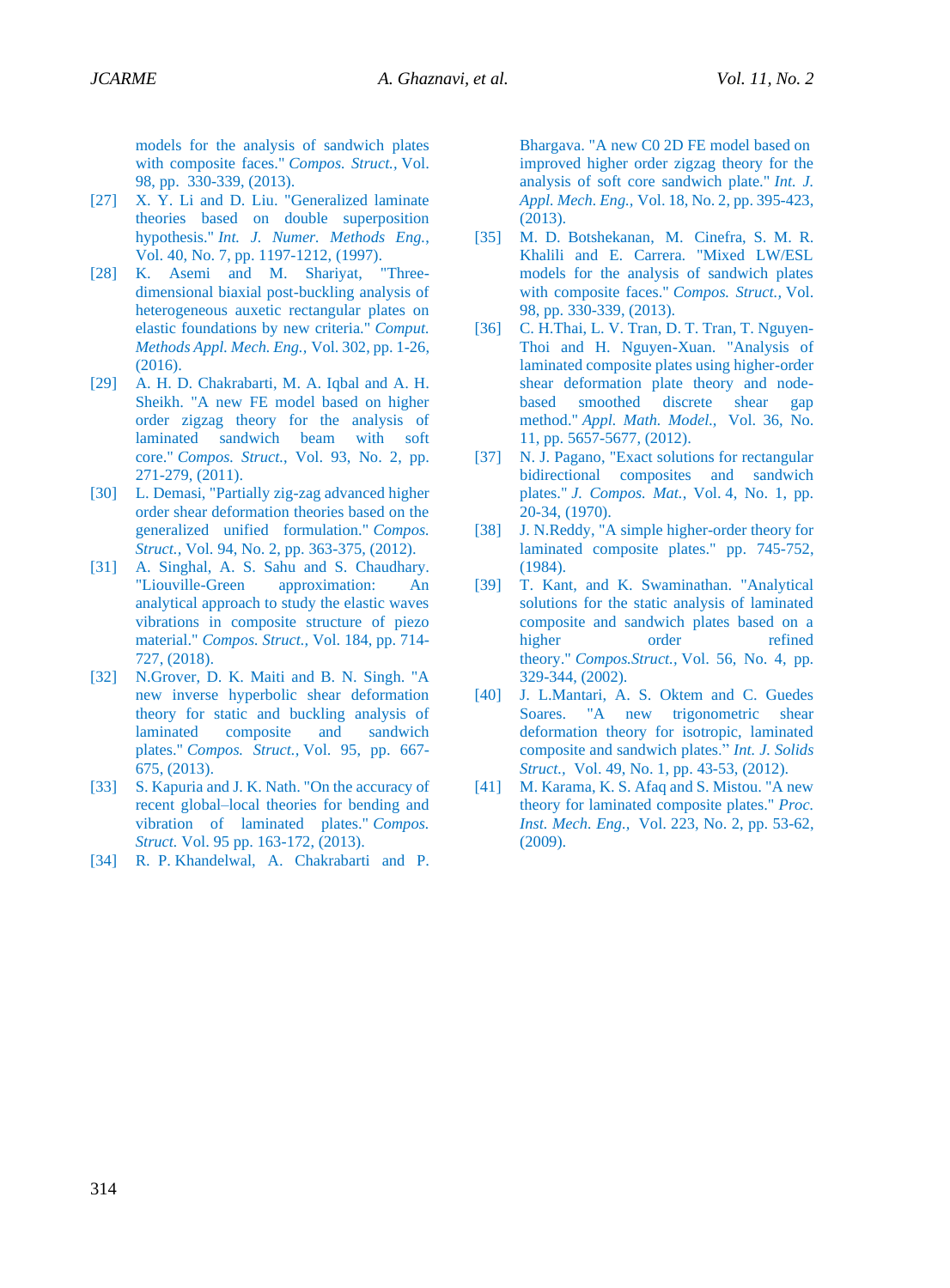models for the analysis of sandwich plates with composite faces." *Compos. Struct.*, Vol. 98, pp. 330-339, (2013).

[27] X. Y. Li and D. Liu. "Generalized laminate theories based on double superposition hypothesis." *Int. J. Numer. Methods Eng.*, Vol. 40, No. 7, pp. 1197-1212, (1997).

[28] K. Asemi and M. Shariyat, "Three-dimensional biaxial post-buckling analysis of heterogeneous auxetic rectangular plates on elastic foundations by new criteria." *Comput. Methods Appl. Mech. Eng.*, Vol. 302, pp. 1-26, (2016).

[29] A. H. D. Chakrabarti, M. A. Iqbal and A. H. Sheikh. "A new FE model based on higher order zigzag theory for the analysis of laminated sandwich beam with soft core." *Compos. Struct.*, Vol. 93, No. 2, pp. 271-279, (2011).

[30] L. Demasi, "Partially zig-zag advanced higher order shear deformation theories based on the generalized unified formulation." *Compos. Struct.*, Vol. 94, No. 2, pp. 363-375, (2012).

[31] A. Singhal, A. S. Sahu and S. Chaudhary. "Liouville-Green approximation: An analytical approach to study the elastic waves vibrations in composite structure of piezo material." *Compos. Struct.*, Vol. 184, pp. 714-727, (2018).

[32] N.Grover, D. K. Maiti and B. N. Singh. "A new inverse hyperbolic shear deformation theory for static and buckling analysis of laminated composite and sandwich plates." *Compos. Struct.*, Vol. 95, pp. 667-675, (2013).

[33] S. Kapuria and J. K. Nath. "On the accuracy of recent global–local theories for bending and vibration of laminated plates." *Compos. Struct.* Vol. 95 pp. 163-172, (2013).

[34] R. P. Khandelwal, A. Chakrabarti and P. Bhargava. "A new C0 2D FE model based on improved higher order zigzag theory for the analysis of soft core sandwich plate." *Int. J. Appl. Mech. Eng.*, Vol. 18, No. 2, pp. 395-423, (2013).

[35] M. D. Botshekanan, M. Cinefra, S. M. R. Khalili and E. Carrera. "Mixed LW/ESL models for the analysis of sandwich plates with composite faces." *Compos. Struct.*, Vol. 98, pp. 330-339, (2013).

[36] C. H.Thai, L. V. Tran, D. T. Tran, T. Nguyen-Thoi and H. Nguyen-Xuan. "Analysis of laminated composite plates using higher-order shear deformation plate theory and node-based smoothed discrete shear gap method." *Appl. Math. Model.*, Vol. 36, No. 11, pp. 5657-5677, (2012).

[37] N. J. Pagano, "Exact solutions for rectangular bidirectional composites and sandwich plates." *J. Compos. Mat.*, Vol. 4, No. 1, pp. 20-34, (1970).

[38] J. N.Reddy, "A simple higher-order theory for laminated composite plates." pp. 745-752, (1984).

[39] T. Kant, and K. Swaminathan. "Analytical solutions for the static analysis of laminated composite and sandwich plates based on a higher order refined theory." *Compos.Struct.*, Vol. 56, No. 4, pp. 329-344, (2002).

[40] J. L.Mantari, A. S. Oktem and C. Guedes Soares. "A new trigonometric shear deformation theory for isotropic, laminated composite and sandwich plates." *Int. J. Solids Struct.*, Vol. 49, No. 1, pp. 43-53, (2012).

[41] M. Karama, K. S. Afaq and S. Mistou. "A new theory for laminated composite plates." *Proc. Inst. Mech. Eng.*, Vol. 223, No. 2, pp. 53-62, (2009).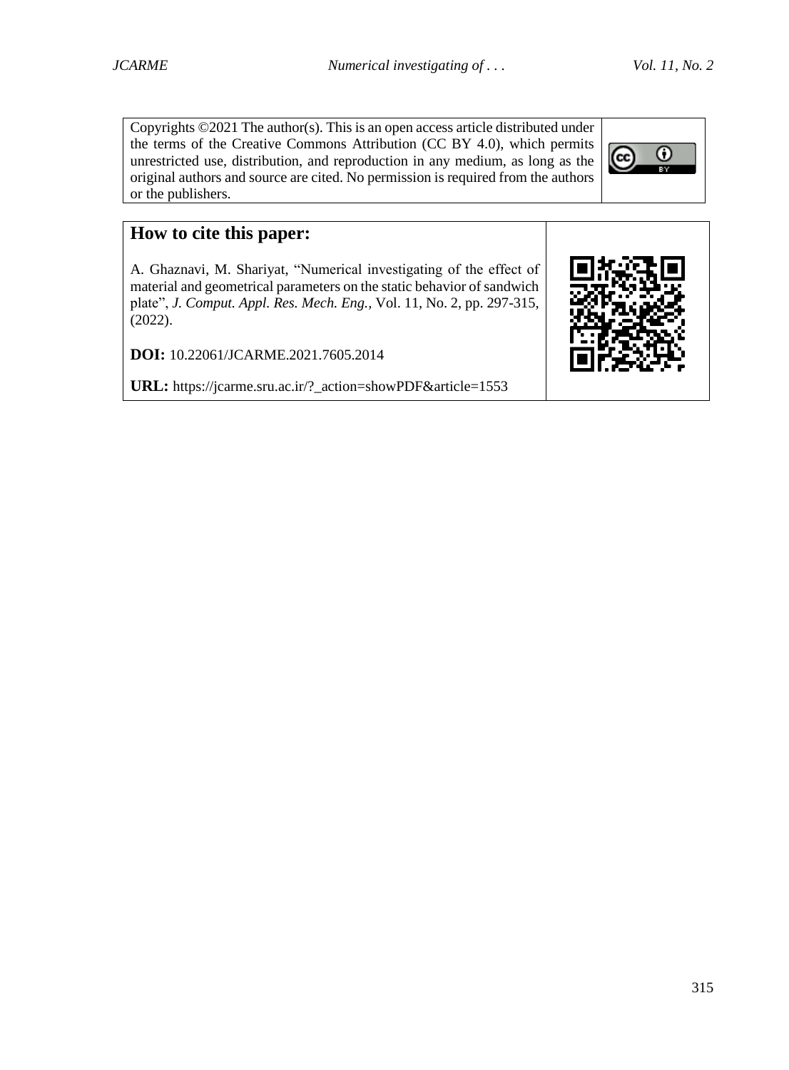Copyrights ©2021 The author(s). This is an open access article distributed under the terms of the Creative Commons Attribution (CC BY 4.0), which permits unrestricted use, distribution, and reproduction in any medium, as long as the original authors and source are cited. No permission is required from the authors or the publishers.

## How to cite this paper:

A. Ghaznavi, M. Shariyat, "Numerical investigating of the effect of material and geometrical parameters on the static behavior of sandwich plate", *J. Comput. Appl. Res. Mech. Eng.*, Vol. 11, No. 2, pp. 297-315, (2022).

**DOI:** 10.22061/JCARME.2021.7605.2014

**URL:** https://jcarme.sru.ac.ir/?_action=showPDF&article=1553